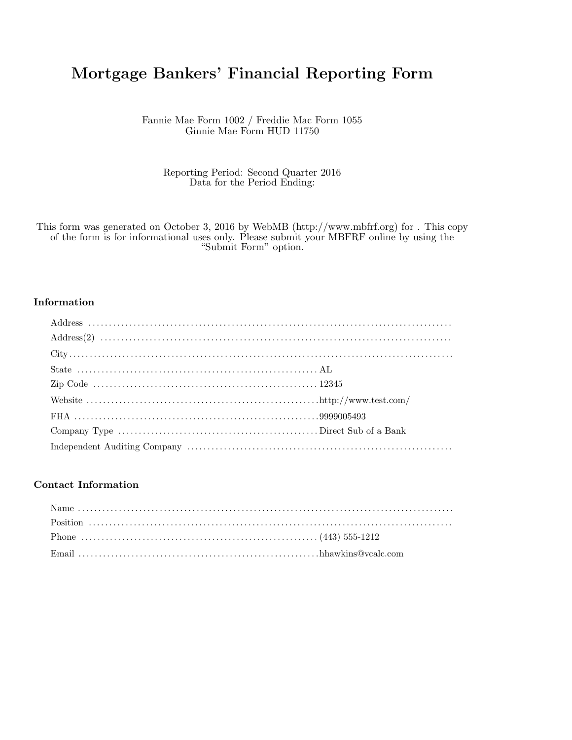# Mortgage Bankers' Financial Reporting Form

Fannie Mae Form 1002 / Freddie Mac Form 1055
Ginnie Mae Form HUD 11750

Reporting Period: Second Quarter 2016
Data for the Period Ending:

This form was generated on October 3, 2016 by WebMB (http://www.mbfrf.org) for . This copy of the form is for informational uses only. Please submit your MBFRF online by using the "Submit Form" option.

## Information

| Field | Value |
|---|---|
| Address | |
| Address(2) | |
| City | |
| State | AL |
| Zip Code | 12345 |
| Website | http://www.test.com/ |
| FHA | 9999005493 |
| Company Type | Direct Sub of a Bank |
| Independent Auditing Company | |

## Contact Information

| Field | Value |
|---|---|
| Name | |
| Position | |
| Phone | (443) 555-1212 |
| Email | hhawkins@vcalc.com |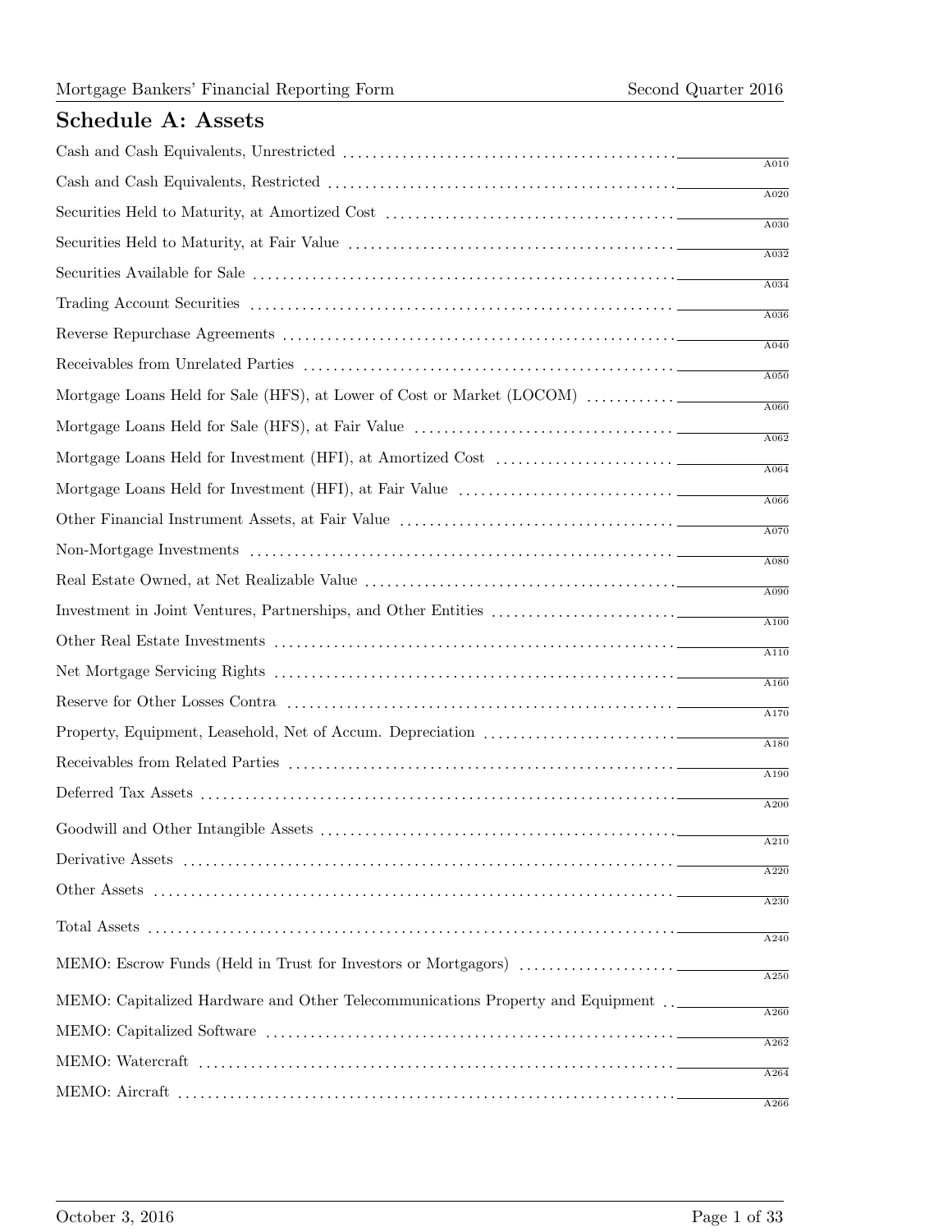## Schedule A: Assets

| Item | Value | Code |
|---|---|---|
| Cash and Cash Equivalents, Unrestricted | | A010 |
| Cash and Cash Equivalents, Restricted | | A020 |
| Securities Held to Maturity, at Amortized Cost | | A030 |
| Securities Held to Maturity, at Fair Value | | A032 |
| Securities Available for Sale | | A034 |
| Trading Account Securities | | A036 |
| Reverse Repurchase Agreements | | A040 |
| Receivables from Unrelated Parties | | A050 |
| Mortgage Loans Held for Sale (HFS), at Lower of Cost or Market (LOCOM) | | A060 |
| Mortgage Loans Held for Sale (HFS), at Fair Value | | A062 |
| Mortgage Loans Held for Investment (HFI), at Amortized Cost | | A064 |
| Mortgage Loans Held for Investment (HFI), at Fair Value | | A066 |
| Other Financial Instrument Assets, at Fair Value | | A070 |
| Non-Mortgage Investments | | A080 |
| Real Estate Owned, at Net Realizable Value | | A090 |
| Investment in Joint Ventures, Partnerships, and Other Entities | | A100 |
| Other Real Estate Investments | | A110 |
| Net Mortgage Servicing Rights | | A160 |
| Reserve for Other Losses Contra | | A170 |
| Property, Equipment, Leasehold, Net of Accum. Depreciation | | A180 |
| Receivables from Related Parties | | A190 |
| Deferred Tax Assets | | A200 |
| Goodwill and Other Intangible Assets | | A210 |
| Derivative Assets | | A220 |
| Other Assets | | A230 |
| Total Assets | | A240 |
| MEMO: Escrow Funds (Held in Trust for Investors or Mortgagors) | | A250 |
| MEMO: Capitalized Hardware and Other Telecommunications Property and Equipment | | A260 |
| MEMO: Capitalized Software | | A262 |
| MEMO: Watercraft | | A264 |
| MEMO: Aircraft | | A266 |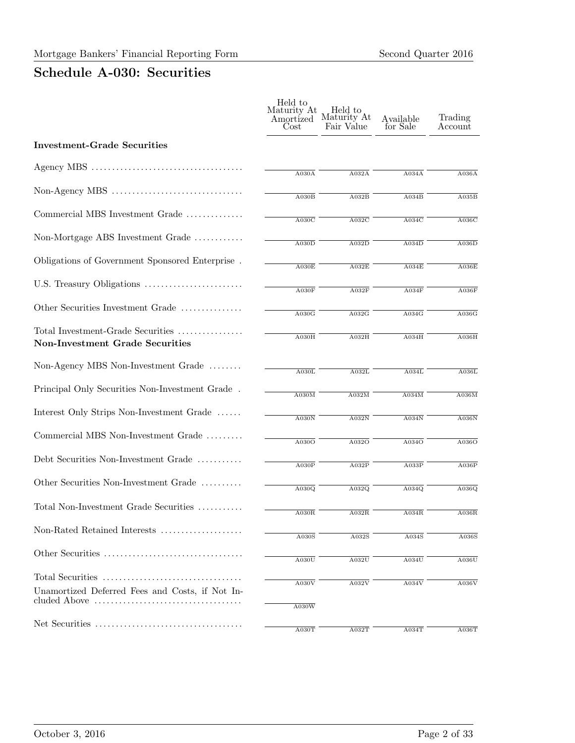## Schedule A-030: Securities

| | Held to Maturity At Amortized Cost | Held to Maturity At Fair Value | Available for Sale | Trading Account |
|---|---|---|---|---|
| **Investment-Grade Securities** | | | | |
| Agency MBS | A030A | A032A | A034A | A036A |
| Non-Agency MBS | A030B | A032B | A034B | A035B |
| Commercial MBS Investment Grade | A030C | A032C | A034C | A036C |
| Non-Mortgage ABS Investment Grade | A030D | A032D | A034D | A036D |
| Obligations of Government Sponsored Enterprise | A030E | A032E | A034E | A036E |
| U.S. Treasury Obligations | A030F | A032F | A034F | A036F |
| Other Securities Investment Grade | A030G | A032G | A034G | A036G |
| Total Investment-Grade Securities | A030H | A032H | A034H | A036H |
| **Non-Investment Grade Securities** | | | | |
| Non-Agency MBS Non-Investment Grade | A030L | A032L | A034L | A036L |
| Principal Only Securities Non-Investment Grade | A030M | A032M | A034M | A036M |
| Interest Only Strips Non-Investment Grade | A030N | A032N | A034N | A036N |
| Commercial MBS Non-Investment Grade | A030O | A032O | A034O | A036O |
| Debt Securities Non-Investment Grade | A030P | A032P | A033P | A036P |
| Other Securities Non-Investment Grade | A030Q | A032Q | A034Q | A036Q |
| Total Non-Investment Grade Securities | A030R | A032R | A034R | A036R |
| Non-Rated Retained Interests | A030S | A032S | A034S | A036S |
| Other Securities | A030U | A032U | A034U | A036U |
| Total Securities | A030V | A032V | A034V | A036V |
| Unamortized Deferred Fees and Costs, if Not Included Above | A030W | | | |
| Net Securities | A030T | A032T | A034T | A036T |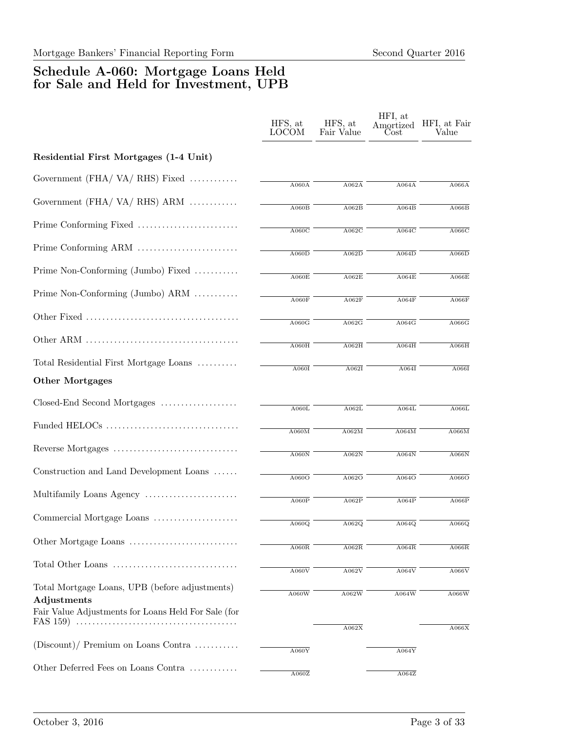## Schedule A-060: Mortgage Loans Held for Sale and Held for Investment, UPB

| | HFS, at LOCOM | HFS, at Fair Value | HFI, at Amortized Cost | HFI, at Fair Value |
|---|---|---|---|---|
| **Residential First Mortgages (1-4 Unit)** | | | | |
| Government (FHA/ VA/ RHS) Fixed | A060A | A062A | A064A | A066A |
| Government (FHA/ VA/ RHS) ARM | A060B | A062B | A064B | A066B |
| Prime Conforming Fixed | A060C | A062C | A064C | A066C |
| Prime Conforming ARM | A060D | A062D | A064D | A066D |
| Prime Non-Conforming (Jumbo) Fixed | A060E | A062E | A064E | A066E |
| Prime Non-Conforming (Jumbo) ARM | A060F | A062F | A064F | A066F |
| Other Fixed | A060G | A062G | A064G | A066G |
| Other ARM | A060H | A062H | A064H | A066H |
| Total Residential First Mortgage Loans | A060I | A062I | A064I | A066I |
| **Other Mortgages** | | | | |
| Closed-End Second Mortgages | A060L | A062L | A064L | A066L |
| Funded HELOCs | A060M | A062M | A064M | A066M |
| Reverse Mortgages | A060N | A062N | A064N | A066N |
| Construction and Land Development Loans | A060O | A062O | A064O | A066O |
| Multifamily Loans Agency | A060P | A062P | A064P | A066P |
| Commercial Mortgage Loans | A060Q | A062Q | A064Q | A066Q |
| Other Mortgage Loans | A060R | A062R | A064R | A066R |
| Total Other Loans | A060V | A062V | A064V | A066V |
| Total Mortgage Loans, UPB (before adjustments) | A060W | A062W | A064W | A066W |
| **Adjustments** | | | | |
| Fair Value Adjustments for Loans Held For Sale (for FAS 159) | | A062X | | A066X |
| (Discount)/ Premium on Loans Contra | A060Y | | A064Y | |
| Other Deferred Fees on Loans Contra | A060Z | | A064Z | |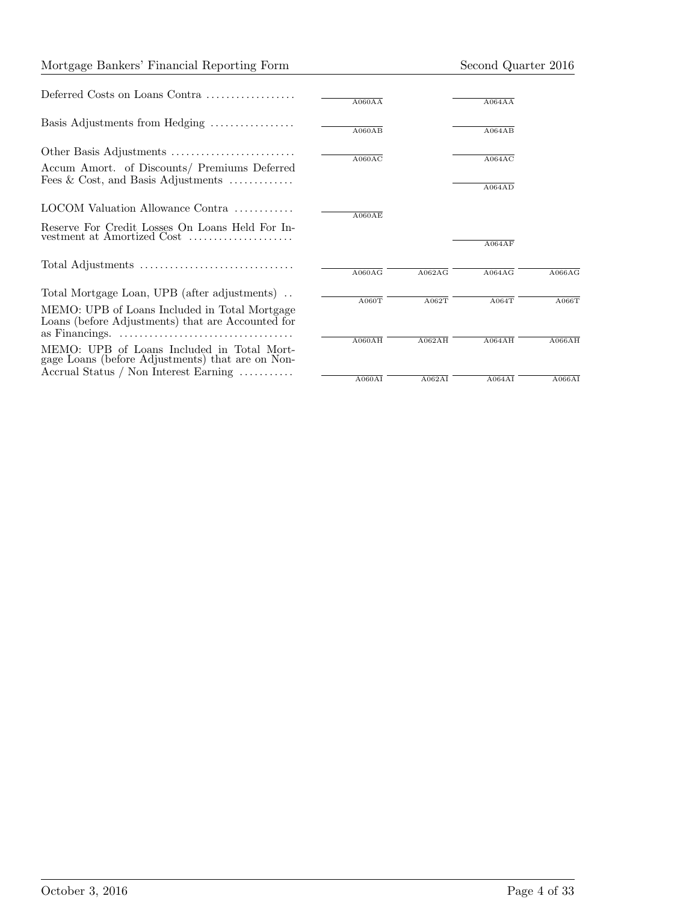| | | | | |
|---|---|---|---|---|
| Deferred Costs on Loans Contra | A060AA | | A064AA | |
| Basis Adjustments from Hedging | A060AB | | A064AB | |
| Other Basis Adjustments | A060AC | | A064AC | |
| Accum Amort. of Discounts/ Premiums Deferred Fees & Cost, and Basis Adjustments | | | A064AD | |
| LOCOM Valuation Allowance Contra | A060AE | | | |
| Reserve For Credit Losses On Loans Held For Investment at Amortized Cost | | | A064AF | |
| Total Adjustments | A060AG | A062AG | A064AG | A066AG |
| Total Mortgage Loan, UPB (after adjustments) | A060T | A062T | A064T | A066T |
| MEMO: UPB of Loans Included in Total Mortgage Loans (before Adjustments) that are Accounted for as Financings. | A060AH | A062AH | A064AH | A066AH |
| MEMO: UPB of Loans Included in Total Mortgage Loans (before Adjustments) that are on Non-Accrual Status / Non Interest Earning | A060AI | A062AI | A064AI | A066AI |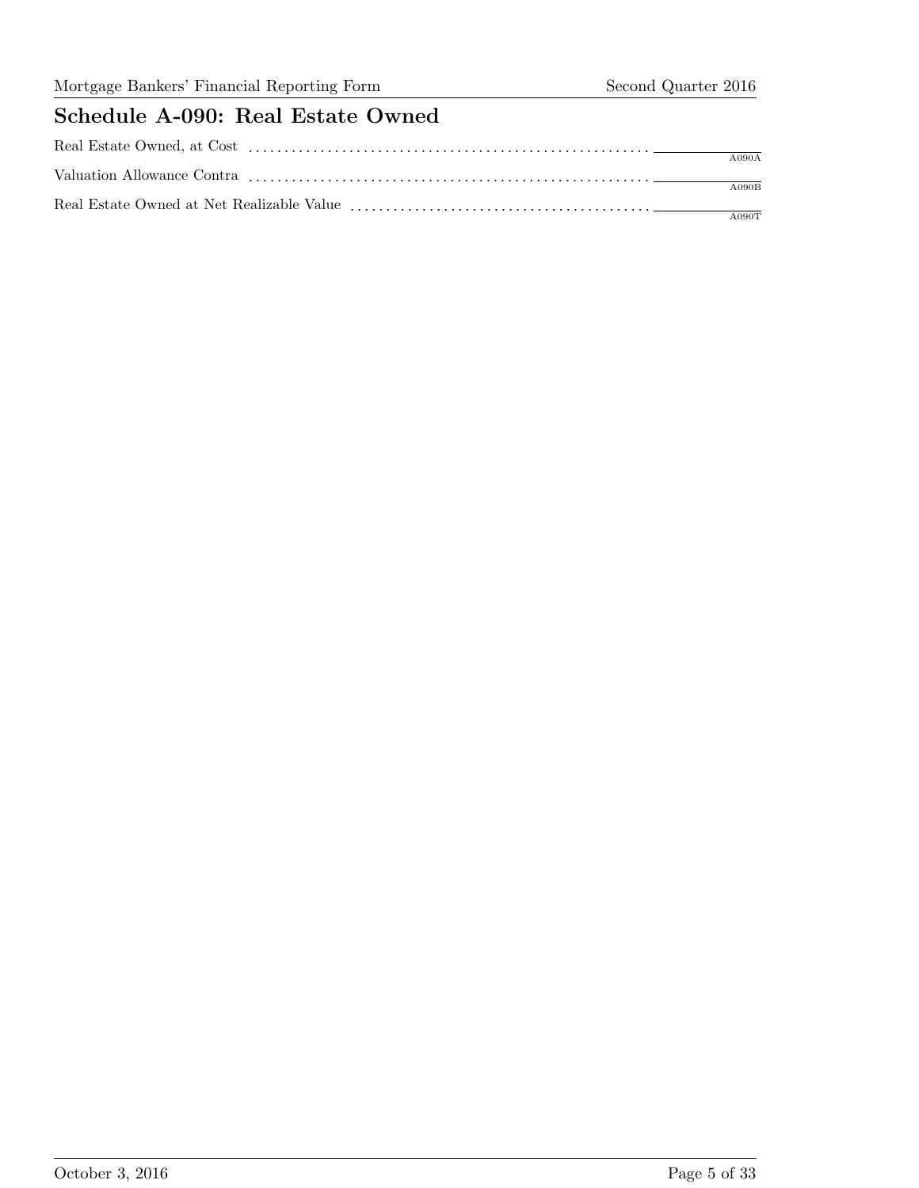## Schedule A-090: Real Estate Owned

| Item | Code |
|---|---|
| Real Estate Owned, at Cost | A090A |
| Valuation Allowance Contra | A090B |
| Real Estate Owned at Net Realizable Value | A090T |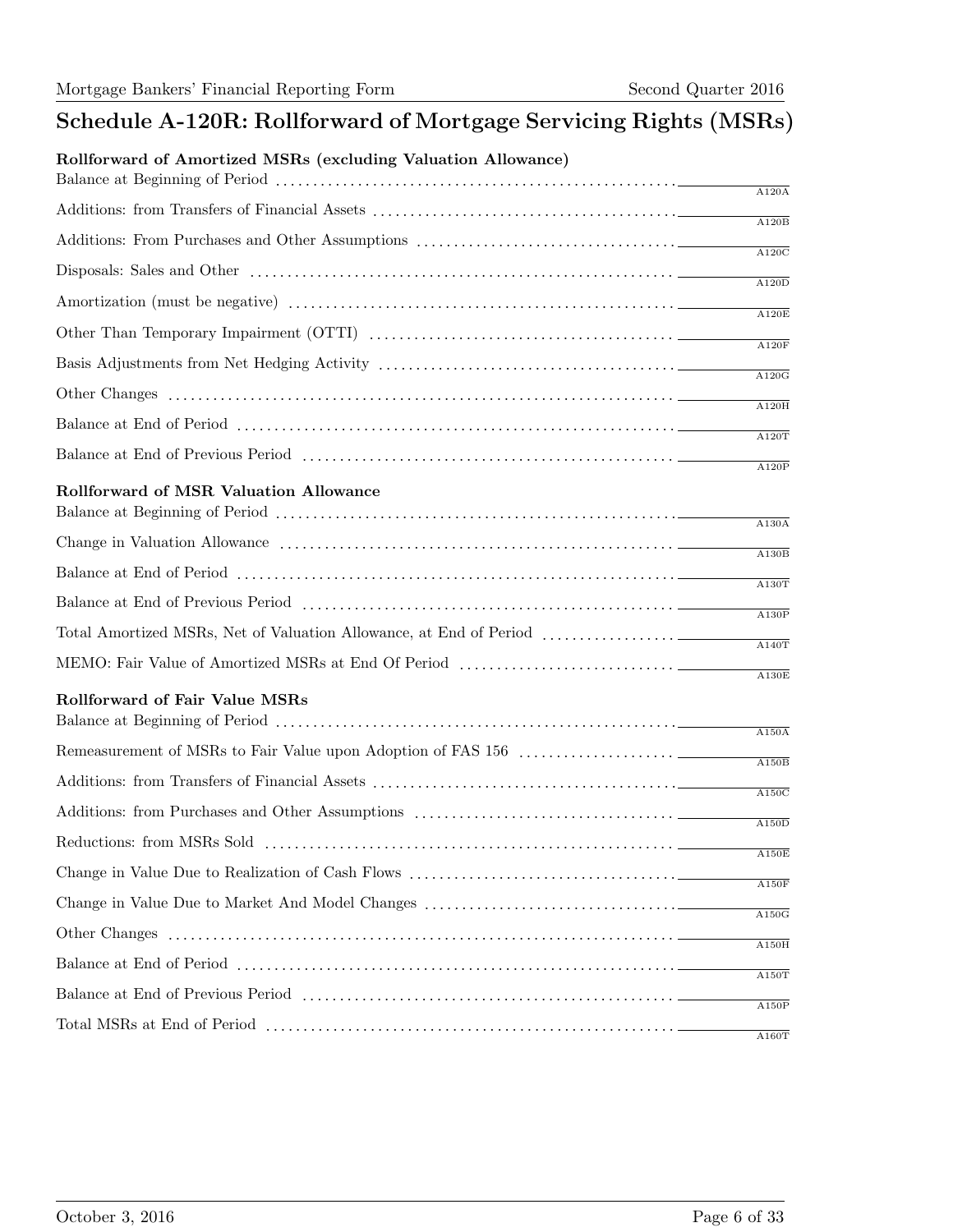# Schedule A-120R: Rollforward of Mortgage Servicing Rights (MSRs)

### Rollforward of Amortized MSRs (excluding Valuation Allowance)

| Item | Code |
|---|---|
| Balance at Beginning of Period | A120A |
| Additions: from Transfers of Financial Assets | A120B |
| Additions: From Purchases and Other Assumptions | A120C |
| Disposals: Sales and Other | A120D |
| Amortization (must be negative) | A120E |
| Other Than Temporary Impairment (OTTI) | A120F |
| Basis Adjustments from Net Hedging Activity | A120G |
| Other Changes | A120H |
| Balance at End of Period | A120T |
| Balance at End of Previous Period | A120P |

### Rollforward of MSR Valuation Allowance

| Item | Code |
|---|---|
| Balance at Beginning of Period | A130A |
| Change in Valuation Allowance | A130B |
| Balance at End of Period | A130T |
| Balance at End of Previous Period | A130P |
| Total Amortized MSRs, Net of Valuation Allowance, at End of Period | A140T |
| MEMO: Fair Value of Amortized MSRs at End Of Period | A130E |

### Rollforward of Fair Value MSRs

| Item | Code |
|---|---|
| Balance at Beginning of Period | A150A |
| Remeasurement of MSRs to Fair Value upon Adoption of FAS 156 | A150B |
| Additions: from Transfers of Financial Assets | A150C |
| Additions: from Purchases and Other Assumptions | A150D |
| Reductions: from MSRs Sold | A150E |
| Change in Value Due to Realization of Cash Flows | A150F |
| Change in Value Due to Market And Model Changes | A150G |
| Other Changes | A150H |
| Balance at End of Period | A150T |
| Balance at End of Previous Period | A150P |
| Total MSRs at End of Period | A160T |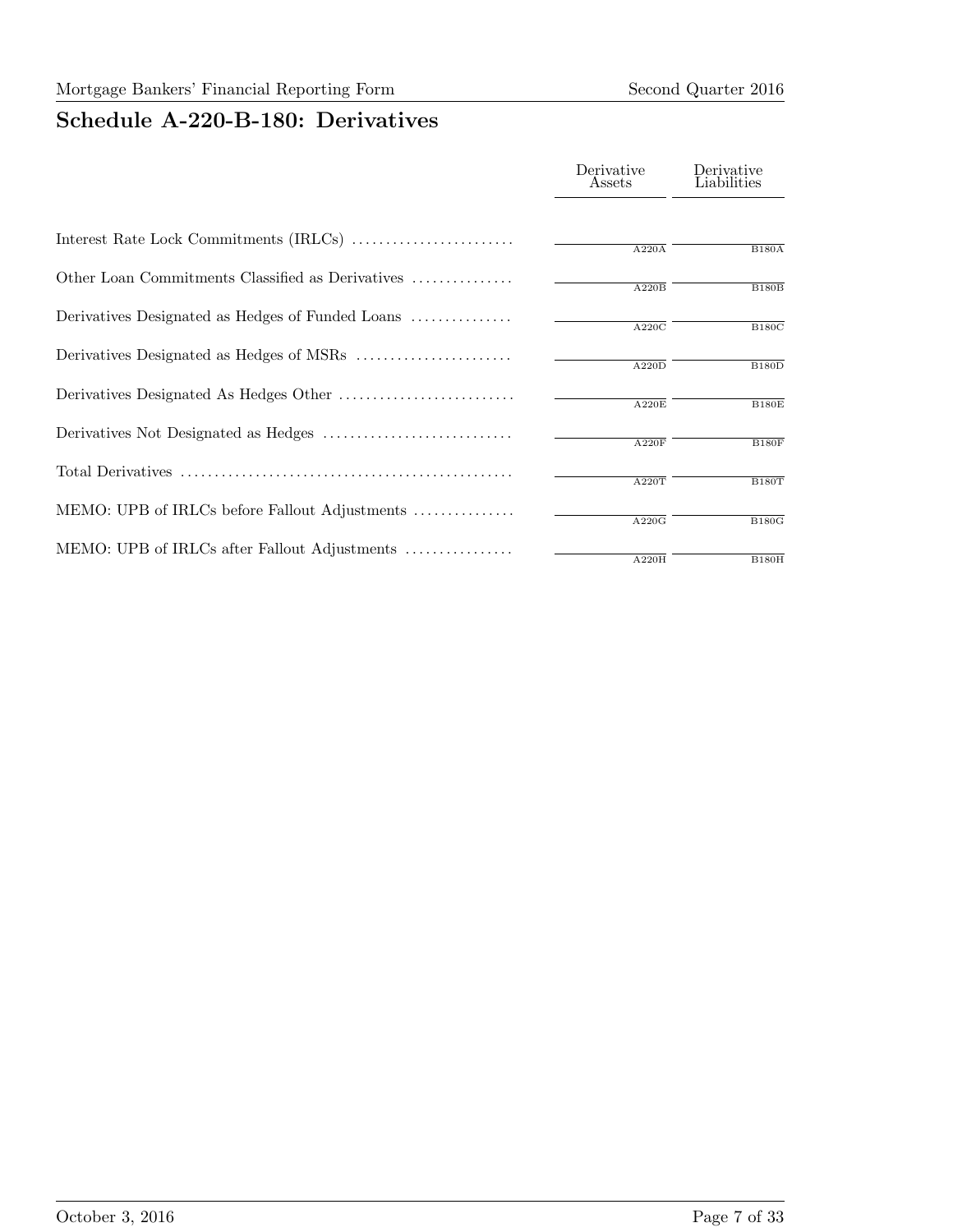## Schedule A-220-B-180: Derivatives

| | Derivative Assets | Derivative Liabilities |
|---|---|---|
| Interest Rate Lock Commitments (IRLCs) | A220A | B180A |
| Other Loan Commitments Classified as Derivatives | A220B | B180B |
| Derivatives Designated as Hedges of Funded Loans | A220C | B180C |
| Derivatives Designated as Hedges of MSRs | A220D | B180D |
| Derivatives Designated As Hedges Other | A220E | B180E |
| Derivatives Not Designated as Hedges | A220F | B180F |
| Total Derivatives | A220T | B180T |
| MEMO: UPB of IRLCs before Fallout Adjustments | A220G | B180G |
| MEMO: UPB of IRLCs after Fallout Adjustments | A220H | B180H |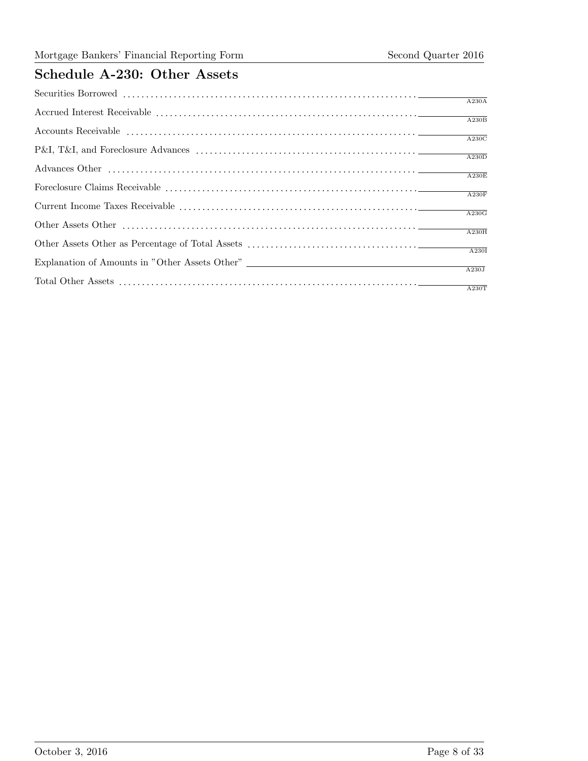## Schedule A-230: Other Assets

| Item | Code |
|---|---|
| Securities Borrowed | A230A |
| Accrued Interest Receivable | A230B |
| Accounts Receivable | A230C |
| P&I, T&I, and Foreclosure Advances | A230D |
| Advances Other | A230E |
| Foreclosure Claims Receivable | A230F |
| Current Income Taxes Receivable | A230G |
| Other Assets Other | A230H |
| Other Assets Other as Percentage of Total Assets | A230I |
| Explanation of Amounts in "Other Assets Other" | A230J |
| Total Other Assets | A230T |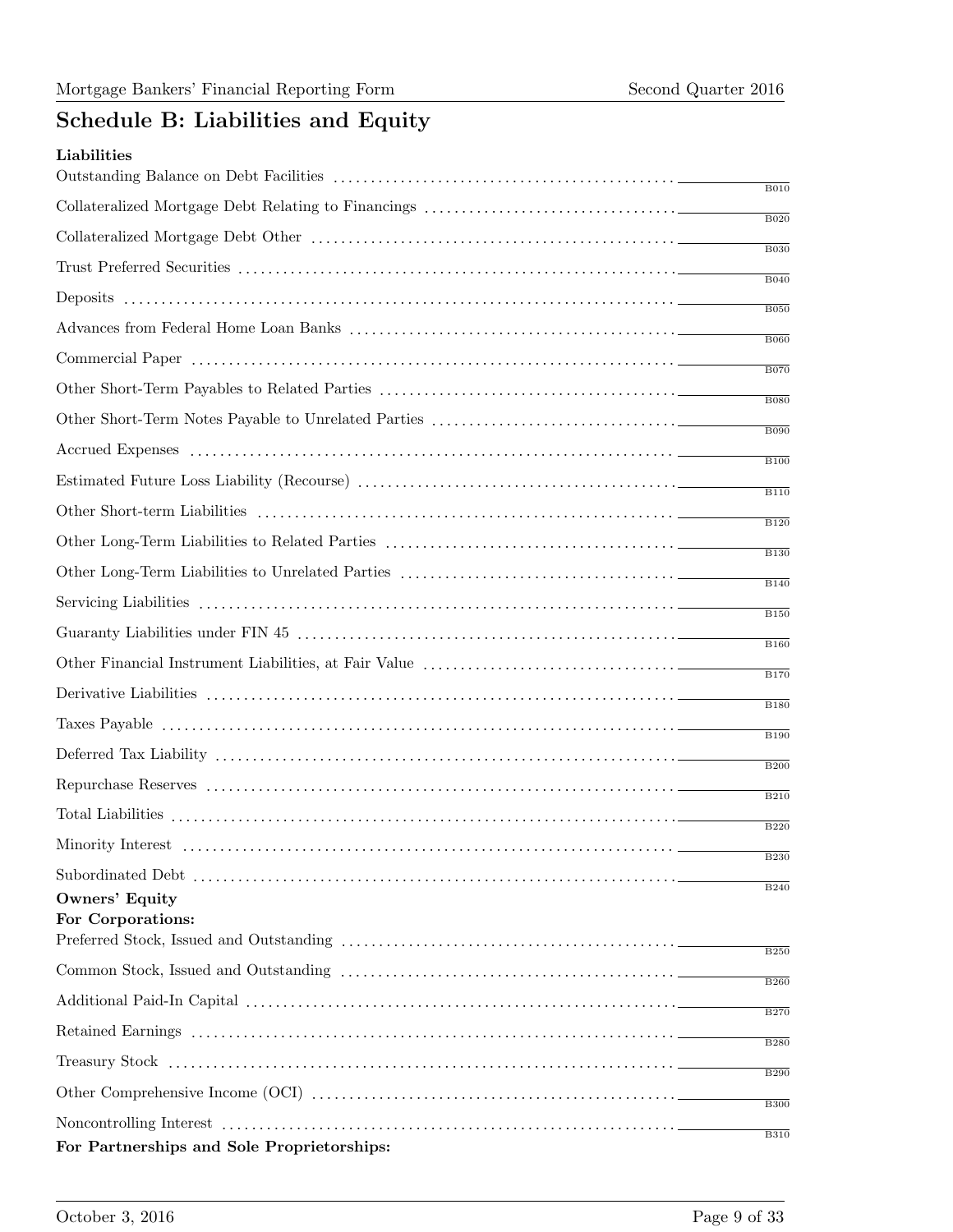## Schedule B: Liabilities and Equity

**Liabilities**

| Item | Code |
|---|---|
| Outstanding Balance on Debt Facilities | B010 |
| Collateralized Mortgage Debt Relating to Financings | B020 |
| Collateralized Mortgage Debt Other | B030 |
| Trust Preferred Securities | B040 |
| Deposits | B050 |
| Advances from Federal Home Loan Banks | B060 |
| Commercial Paper | B070 |
| Other Short-Term Payables to Related Parties | B080 |
| Other Short-Term Notes Payable to Unrelated Parties | B090 |
| Accrued Expenses | B100 |
| Estimated Future Loss Liability (Recourse) | B110 |
| Other Short-term Liabilities | B120 |
| Other Long-Term Liabilities to Related Parties | B130 |
| Other Long-Term Liabilities to Unrelated Parties | B140 |
| Servicing Liabilities | B150 |
| Guaranty Liabilities under FIN 45 | B160 |
| Other Financial Instrument Liabilities, at Fair Value | B170 |
| Derivative Liabilities | B180 |
| Taxes Payable | B190 |
| Deferred Tax Liability | B200 |
| Repurchase Reserves | B210 |
| Total Liabilities | B220 |
| Minority Interest | B230 |
| Subordinated Debt | B240 |

**Owners' Equity**

**For Corporations:**

| Item | Code |
|---|---|
| Preferred Stock, Issued and Outstanding | B250 |
| Common Stock, Issued and Outstanding | B260 |
| Additional Paid-In Capital | B270 |
| Retained Earnings | B280 |
| Treasury Stock | B290 |
| Other Comprehensive Income (OCI) | B300 |
| Noncontrolling Interest | B310 |

**For Partnerships and Sole Proprietorships:**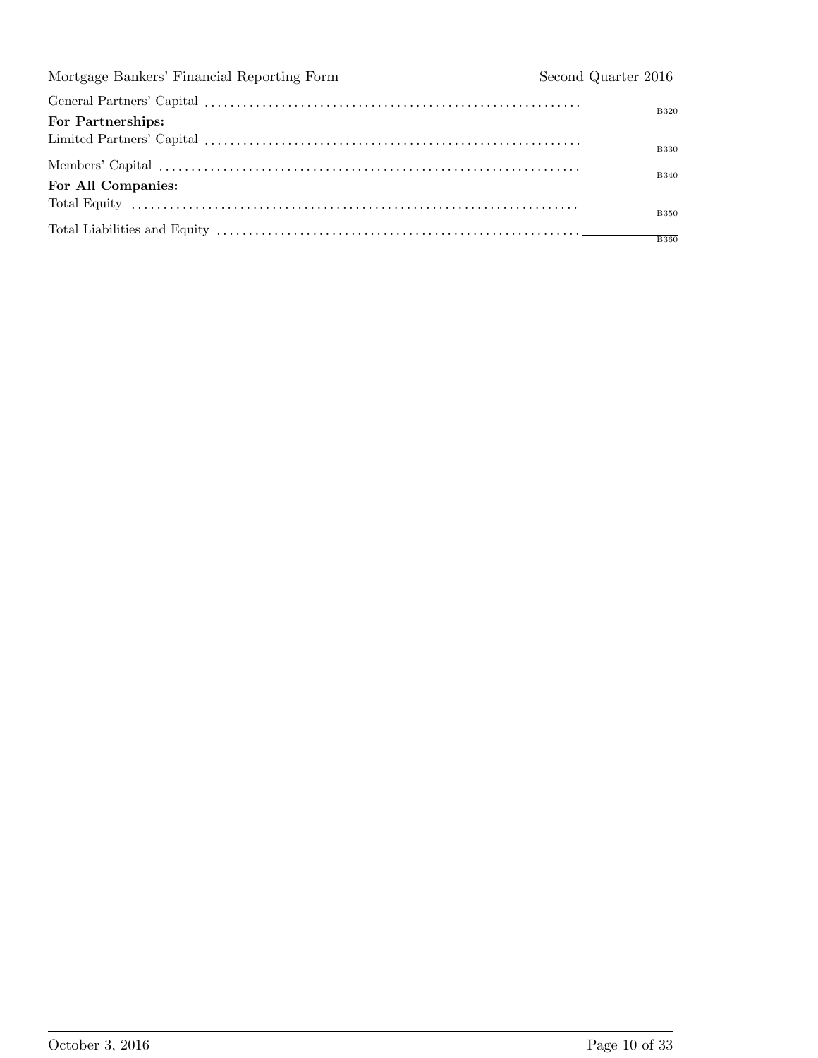General Partners' Capital ........................................................ ______ B320

**For Partnerships:**

Limited Partners' Capital ........................................................ ______ B330

Members' Capital ........................................................ ______ B340

**For All Companies:**

Total Equity ........................................................ ______ B350

Total Liabilities and Equity ........................................................ ______ B360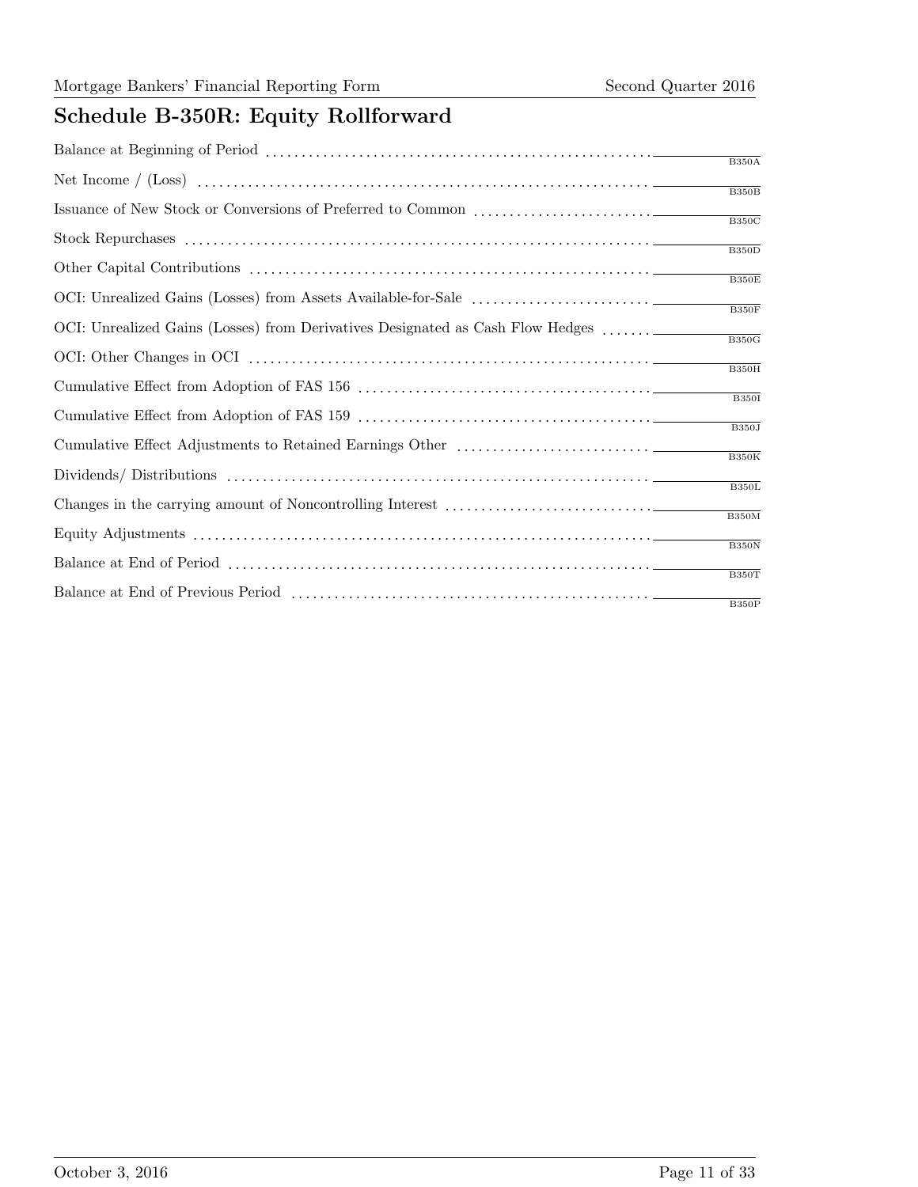## Schedule B-350R: Equity Rollforward

| Item | Code |
|---|---|
| Balance at Beginning of Period | B350A |
| Net Income / (Loss) | B350B |
| Issuance of New Stock or Conversions of Preferred to Common | B350C |
| Stock Repurchases | B350D |
| Other Capital Contributions | B350E |
| OCI: Unrealized Gains (Losses) from Assets Available-for-Sale | B350F |
| OCI: Unrealized Gains (Losses) from Derivatives Designated as Cash Flow Hedges | B350G |
| OCI: Other Changes in OCI | B350H |
| Cumulative Effect from Adoption of FAS 156 | B350I |
| Cumulative Effect from Adoption of FAS 159 | B350J |
| Cumulative Effect Adjustments to Retained Earnings Other | B350K |
| Dividends/ Distributions | B350L |
| Changes in the carrying amount of Noncontrolling Interest | B350M |
| Equity Adjustments | B350N |
| Balance at End of Period | B350T |
| Balance at End of Previous Period | B350P |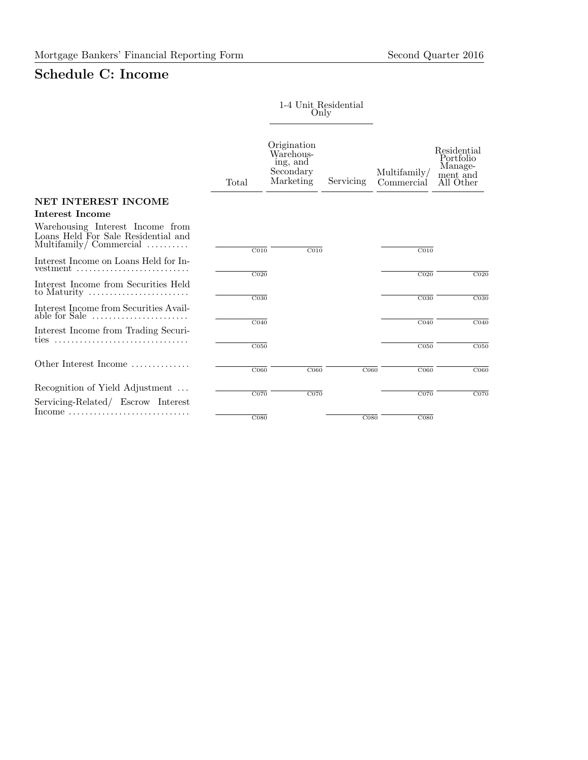## Schedule C: Income

| | Total | 1-4 Unit Residential Only | | Multifamily/ Commercial | Residential Portfolio Management and All Other |
|---|---|---|---|---|---|
| | | Origination Warehousing, and Secondary Marketing | Servicing | | |
| **NET INTEREST INCOME** | | | | | |
| **Interest Income** | | | | | |
| Warehousing Interest Income from Loans Held For Sale Residential and Multifamily/ Commercial .......... | C010 | C010 | | C010 | |
| Interest Income on Loans Held for Investment .......................... | C020 | | | C020 | C020 |
| Interest Income from Securities Held to Maturity ........................ | C030 | | | C030 | C030 |
| Interest Income from Securities Available for Sale ...................... | C040 | | | C040 | C040 |
| Interest Income from Trading Securities ................................ | C050 | | | C050 | C050 |
| Other Interest Income .............. | C060 | C060 | C060 | C060 | C060 |
| Recognition of Yield Adjustment ... | C070 | C070 | | C070 | C070 |
| Servicing-Related/ Escrow Interest Income ............................ | C080 | | C080 | C080 | |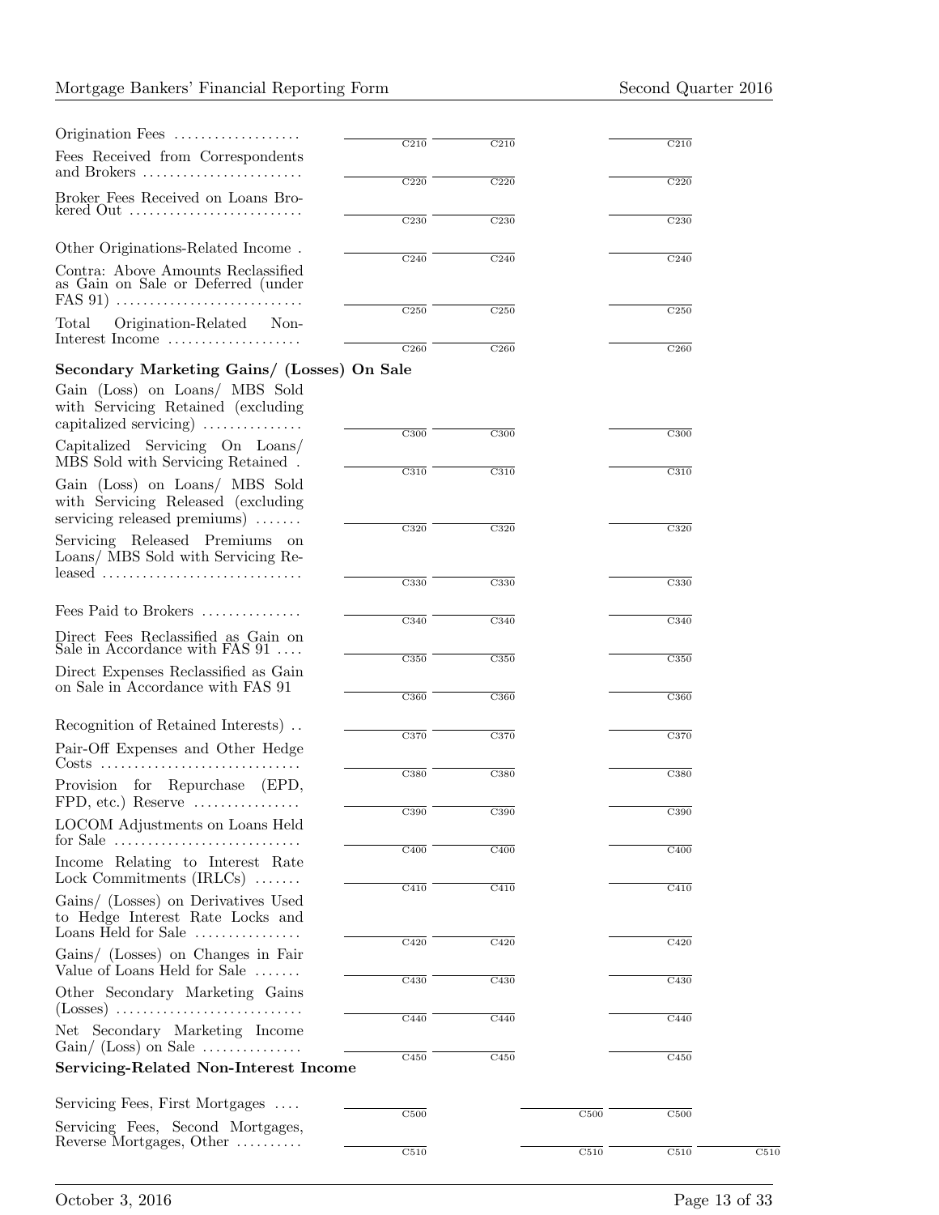| | | | | | |
|---|---|---|---|---|---|
| Origination Fees | C210 | C210 | | C210 | |
| Fees Received from Correspondents and Brokers | C220 | C220 | | C220 | |
| Broker Fees Received on Loans Brokered Out | C230 | C230 | | C230 | |
| Other Originations-Related Income | C240 | C240 | | C240 | |
| Contra: Above Amounts Reclassified as Gain on Sale or Deferred (under FAS 91) | C250 | C250 | | C250 | |
| Total Origination-Related Non-Interest Income | C260 | C260 | | C260 | |
| **Secondary Marketing Gains/ (Losses) On Sale** | | | | | |
| Gain (Loss) on Loans/ MBS Sold with Servicing Retained (excluding capitalized servicing) | C300 | C300 | | C300 | |
| Capitalized Servicing On Loans/ MBS Sold with Servicing Retained | C310 | C310 | | C310 | |
| Gain (Loss) on Loans/ MBS Sold with Servicing Released (excluding servicing released premiums) | C320 | C320 | | C320 | |
| Servicing Released Premiums on Loans/ MBS Sold with Servicing Released | C330 | C330 | | C330 | |
| Fees Paid to Brokers | C340 | C340 | | C340 | |
| Direct Fees Reclassified as Gain on Sale in Accordance with FAS 91 | C350 | C350 | | C350 | |
| Direct Expenses Reclassified as Gain on Sale in Accordance with FAS 91 | C360 | C360 | | C360 | |
| Recognition of Retained Interests) | C370 | C370 | | C370 | |
| Pair-Off Expenses and Other Hedge Costs | C380 | C380 | | C380 | |
| Provision for Repurchase (EPD, FPD, etc.) Reserve | C390 | C390 | | C390 | |
| LOCOM Adjustments on Loans Held for Sale | C400 | C400 | | C400 | |
| Income Relating to Interest Rate Lock Commitments (IRLCs) | C410 | C410 | | C410 | |
| Gains/ (Losses) on Derivatives Used to Hedge Interest Rate Locks and Loans Held for Sale | C420 | C420 | | C420 | |
| Gains/ (Losses) on Changes in Fair Value of Loans Held for Sale | C430 | C430 | | C430 | |
| Other Secondary Marketing Gains (Losses) | C440 | C440 | | C440 | |
| Net Secondary Marketing Income Gain/ (Loss) on Sale | C450 | C450 | | C450 | |
| **Servicing-Related Non-Interest Income** | | | | | |
| Servicing Fees, First Mortgages | C500 | | C500 | C500 | |
| Servicing Fees, Second Mortgages, Reverse Mortgages, Other | C510 | | C510 | C510 | C510 |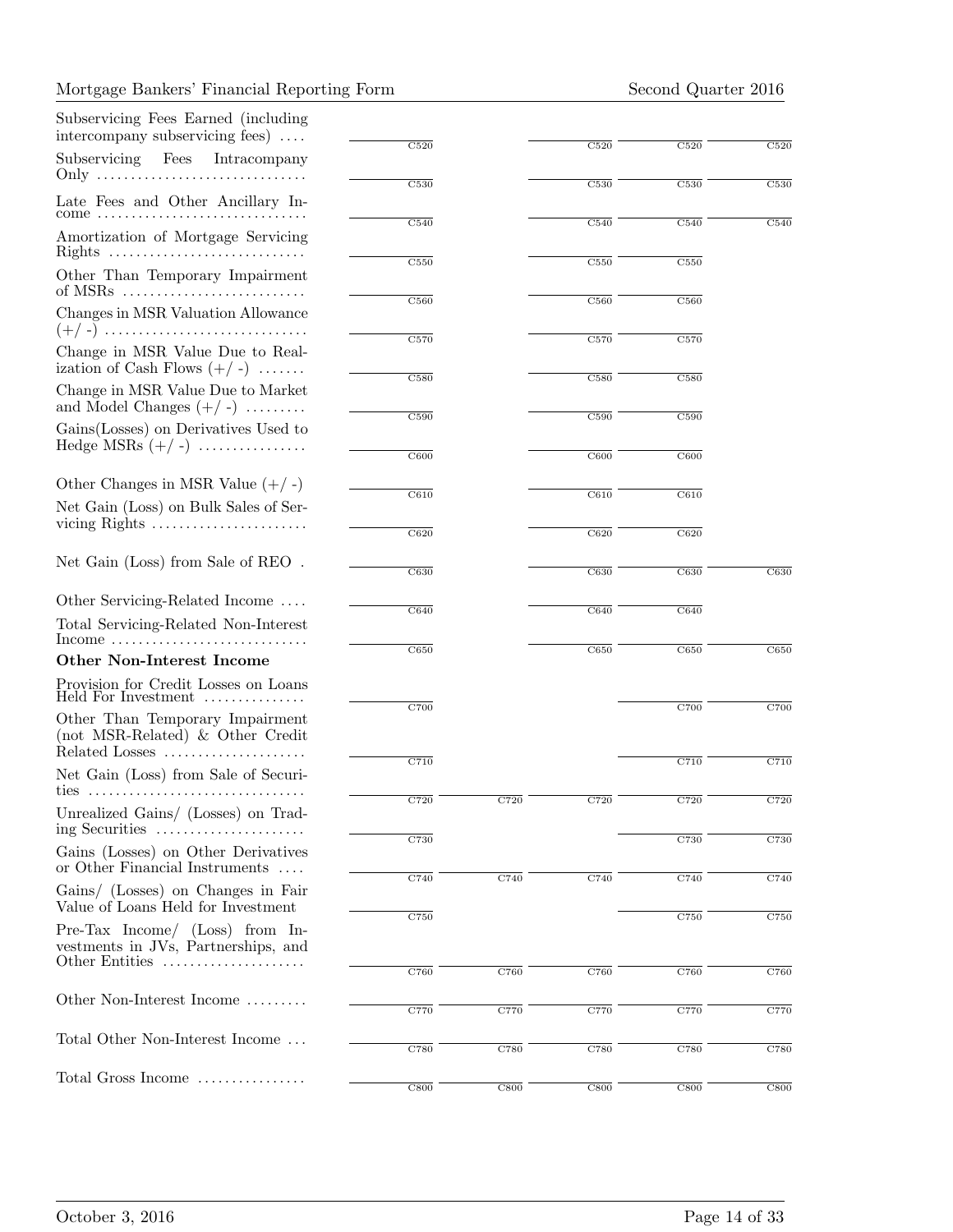| | | | | | |
|---|---|---|---|---|---|
| Subservicing Fees Earned (including intercompany subservicing fees) .... | C520 | | C520 | C520 | C520 |
| Subservicing Fees Intracompany Only .............................. | C530 | | C530 | C530 | C530 |
| Late Fees and Other Ancillary Income .............................. | C540 | | C540 | C540 | C540 |
| Amortization of Mortgage Servicing Rights ............................ | C550 | | C550 | C550 | |
| Other Than Temporary Impairment of MSRs .......................... | C560 | | C560 | C560 | |
| Changes in MSR Valuation Allowance (+/ -) ............................. | C570 | | C570 | C570 | |
| Change in MSR Value Due to Realization of Cash Flows (+/ -) ....... | C580 | | C580 | C580 | |
| Change in MSR Value Due to Market and Model Changes (+/ -) ......... | C590 | | C590 | C590 | |
| Gains(Losses) on Derivatives Used to Hedge MSRs (+/ -) ................ | C600 | | C600 | C600 | |
| Other Changes in MSR Value (+/ -) | C610 | | C610 | C610 | |
| Net Gain (Loss) on Bulk Sales of Servicing Rights ...................... | C620 | | C620 | C620 | |
| Net Gain (Loss) from Sale of REO . | C630 | | C630 | C630 | C630 |
| Other Servicing-Related Income .... | C640 | | C640 | C640 | |
| Total Servicing-Related Non-Interest Income ............................ | C650 | | C650 | C650 | C650 |
| **Other Non-Interest Income** | | | | | |
| Provision for Credit Losses on Loans Held For Investment ............... | C700 | | | C700 | C700 |
| Other Than Temporary Impairment (not MSR-Related) & Other Credit Related Losses ..................... | C710 | | | C710 | C710 |
| Net Gain (Loss) from Sale of Securities ............................... | C720 | C720 | C720 | C720 | C720 |
| Unrealized Gains/ (Losses) on Trading Securities ...................... | C730 | | | C730 | C730 |
| Gains (Losses) on Other Derivatives or Other Financial Instruments .... | C740 | C740 | C740 | C740 | C740 |
| Gains/ (Losses) on Changes in Fair Value of Loans Held for Investment | C750 | | | C750 | C750 |
| Pre-Tax Income/ (Loss) from Investments in JVs, Partnerships, and Other Entities ..................... | C760 | C760 | C760 | C760 | C760 |
| Other Non-Interest Income ......... | C770 | C770 | C770 | C770 | C770 |
| Total Other Non-Interest Income ... | C780 | C780 | C780 | C780 | C780 |
| Total Gross Income ................ | C800 | C800 | C800 | C800 | C800 |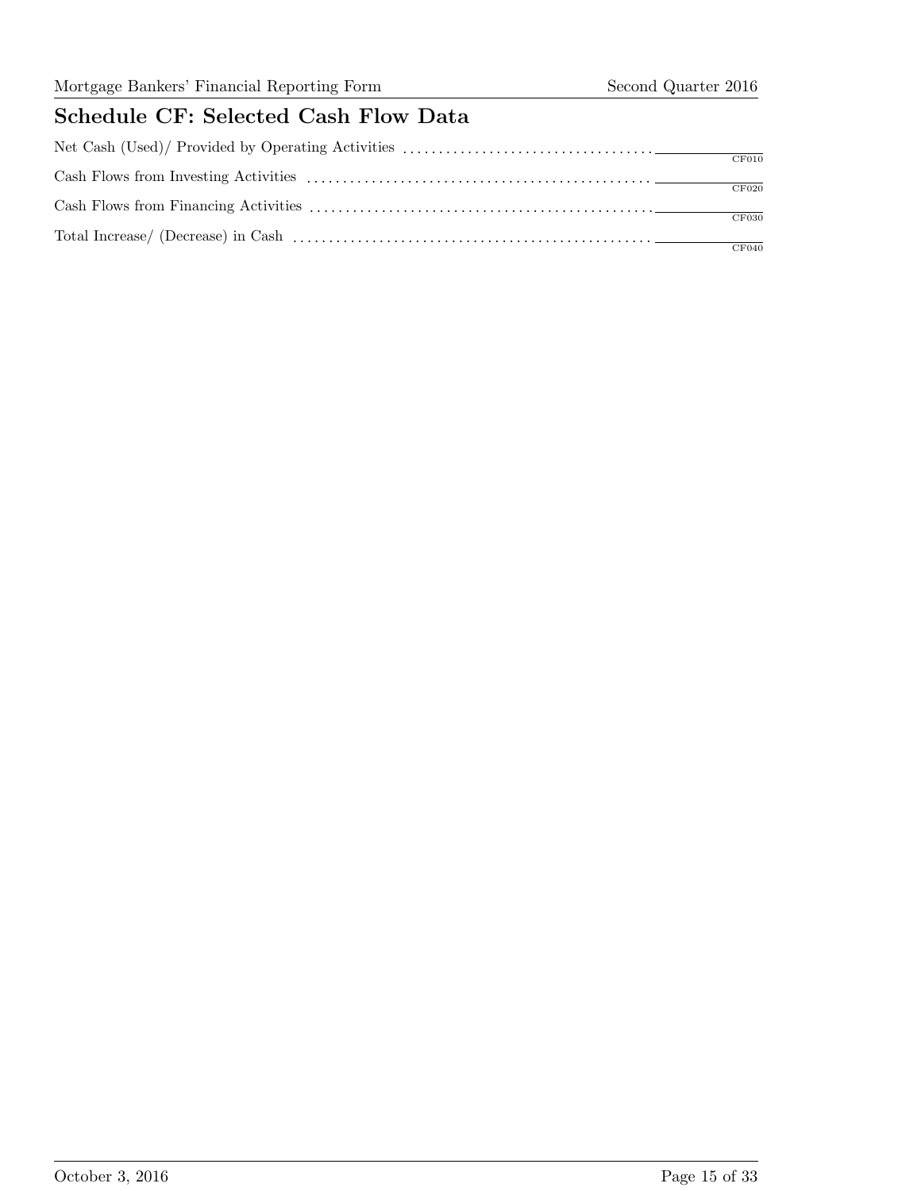## Schedule CF: Selected Cash Flow Data

| Item | Code |
|---|---|
| Net Cash (Used)/ Provided by Operating Activities | CF010 |
| Cash Flows from Investing Activities | CF020 |
| Cash Flows from Financing Activities | CF030 |
| Total Increase/ (Decrease) in Cash | CF040 |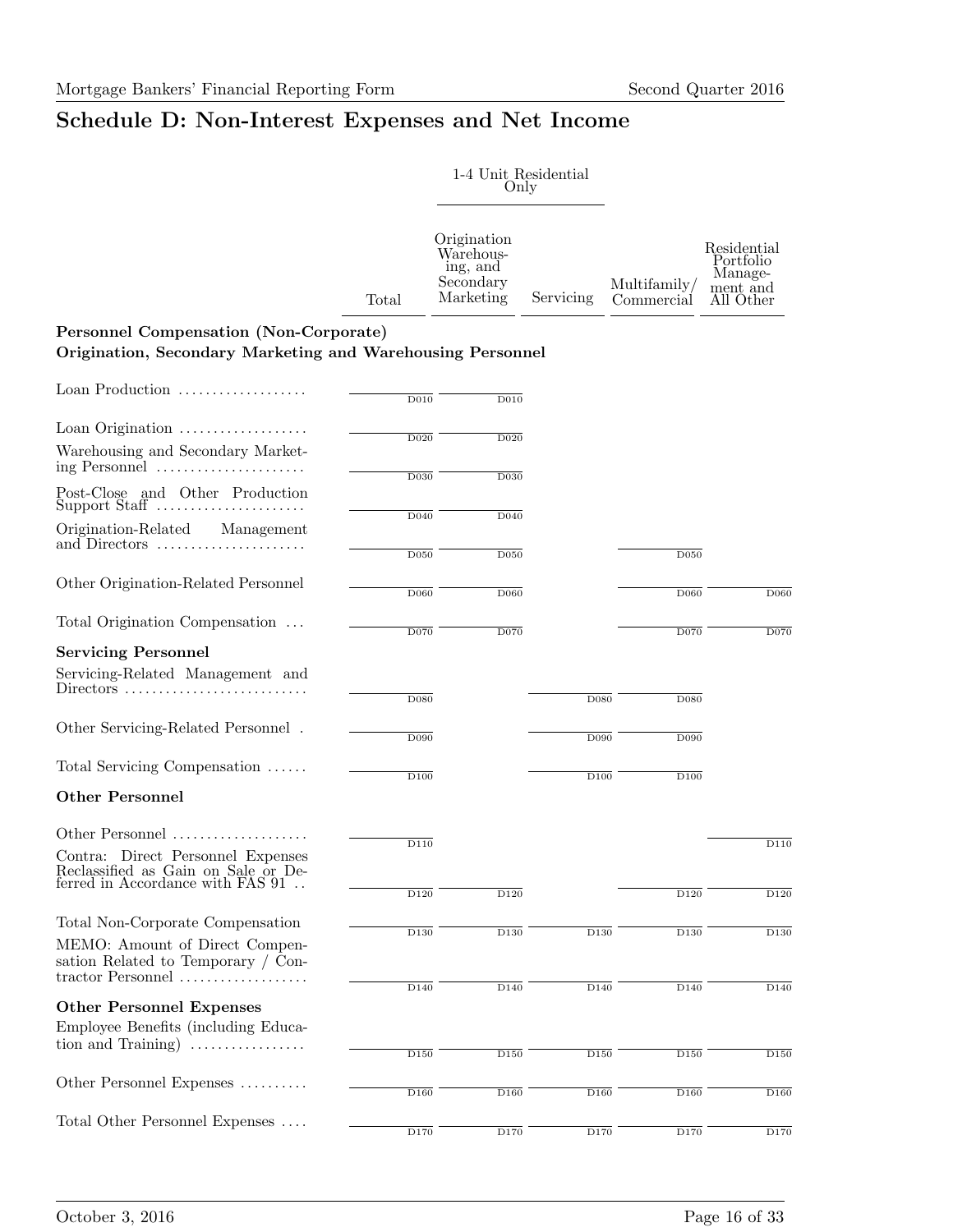# Schedule D: Non-Interest Expenses and Net Income

| | Total | 1-4 Unit Residential Only: Origination Warehousing, and Secondary Marketing | 1-4 Unit Residential Only: Servicing | Multifamily/ Commercial | Residential Portfolio Management and All Other |
|---|---|---|---|---|---|
| **Personnel Compensation (Non-Corporate)** | | | | | |
| **Origination, Secondary Marketing and Warehousing Personnel** | | | | | |
| Loan Production | D010 | D010 | | | |
| Loan Origination | D020 | D020 | | | |
| Warehousing and Secondary Marketing Personnel | D030 | D030 | | | |
| Post-Close and Other Production Support Staff | D040 | D040 | | | |
| Origination-Related Management and Directors | D050 | D050 | | D050 | |
| Other Origination-Related Personnel | D060 | D060 | | D060 | D060 |
| Total Origination Compensation | D070 | D070 | | D070 | D070 |
| **Servicing Personnel** | | | | | |
| Servicing-Related Management and Directors | D080 | | D080 | D080 | |
| Other Servicing-Related Personnel | D090 | | D090 | D090 | |
| Total Servicing Compensation | D100 | | D100 | D100 | |
| **Other Personnel** | | | | | |
| Other Personnel | D110 | | | | D110 |
| Contra: Direct Personnel Expenses Reclassified as Gain on Sale or Deferred in Accordance with FAS 91 | D120 | D120 | | D120 | D120 |
| Total Non-Corporate Compensation | D130 | D130 | D130 | D130 | D130 |
| MEMO: Amount of Direct Compensation Related to Temporary / Contractor Personnel | D140 | D140 | D140 | D140 | D140 |
| **Other Personnel Expenses** | | | | | |
| Employee Benefits (including Education and Training) | D150 | D150 | D150 | D150 | D150 |
| Other Personnel Expenses | D160 | D160 | D160 | D160 | D160 |
| Total Other Personnel Expenses | D170 | D170 | D170 | D170 | D170 |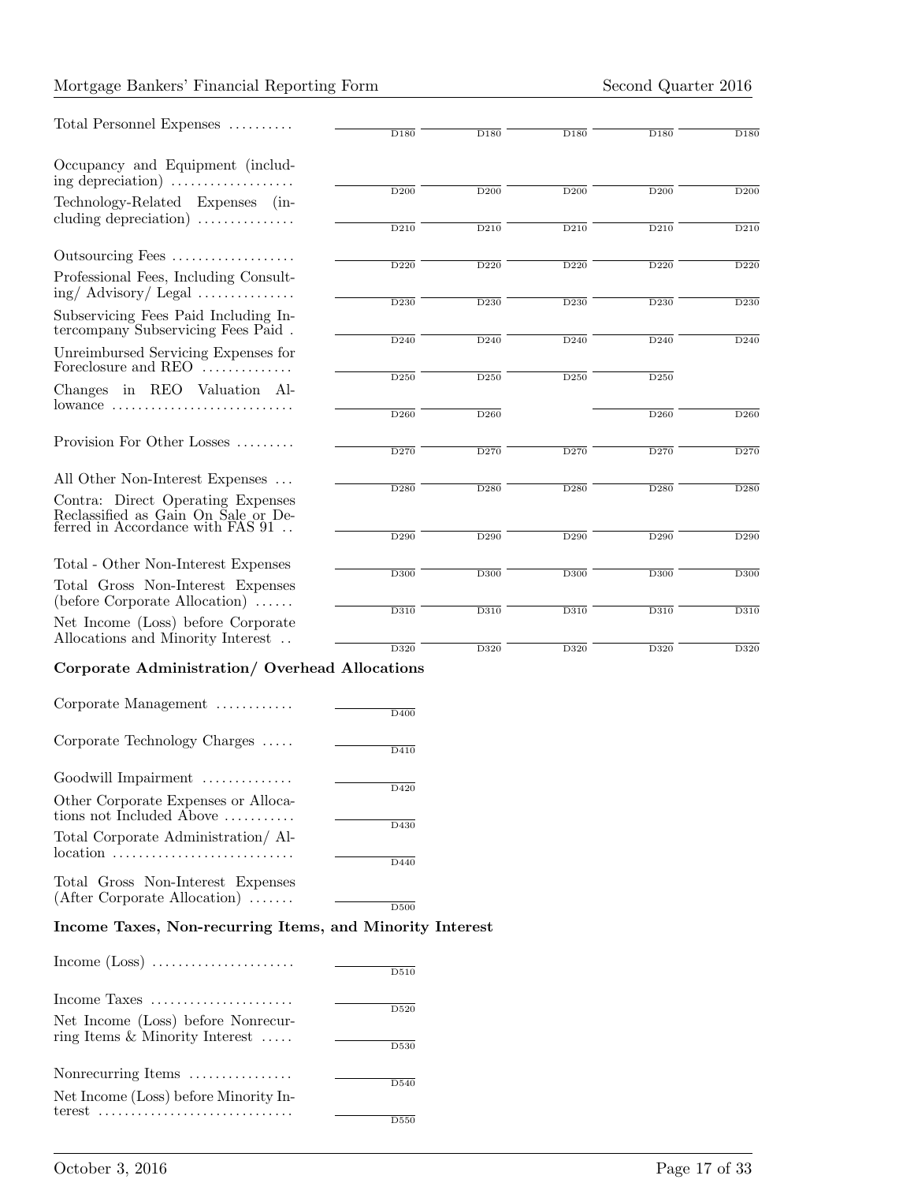| | | | | | |
|---|---|---|---|---|---|
| Total Personnel Expenses .......... | D180 | D180 | D180 | D180 | D180 |
| Occupancy and Equipment (including depreciation) .................. | D200 | D200 | D200 | D200 | D200 |
| Technology-Related Expenses (including depreciation) ............... | D210 | D210 | D210 | D210 | D210 |
| Outsourcing Fees .................. | D220 | D220 | D220 | D220 | D220 |
| Professional Fees, Including Consulting/ Advisory/ Legal ............... | D230 | D230 | D230 | D230 | D230 |
| Subservicing Fees Paid Including Intercompany Subservicing Fees Paid . | D240 | D240 | D240 | D240 | D240 |
| Unreimbursed Servicing Expenses for Foreclosure and REO .............. | D250 | D250 | D250 | D250 | |
| Changes in REO Valuation Allowance ............................ | D260 | D260 | | D260 | D260 |
| Provision For Other Losses ......... | D270 | D270 | D270 | D270 | D270 |
| All Other Non-Interest Expenses ... | D280 | D280 | D280 | D280 | D280 |
| Contra: Direct Operating Expenses Reclassified as Gain On Sale or Deferred in Accordance with FAS 91 .. | D290 | D290 | D290 | D290 | D290 |
| Total - Other Non-Interest Expenses | D300 | D300 | D300 | D300 | D300 |
| Total Gross Non-Interest Expenses (before Corporate Allocation) ...... | D310 | D310 | D310 | D310 | D310 |
| Net Income (Loss) before Corporate Allocations and Minority Interest .. | D320 | D320 | D320 | D320 | D320 |

**Corporate Administration/ Overhead Allocations**

| | |
|---|---|
| Corporate Management ............ | D400 |
| Corporate Technology Charges ..... | D410 |
| Goodwill Impairment .............. | D420 |
| Other Corporate Expenses or Allocations not Included Above ........... | D430 |
| Total Corporate Administration/ Allocation ............................ | D440 |
| Total Gross Non-Interest Expenses (After Corporate Allocation) ....... | D500 |

**Income Taxes, Non-recurring Items, and Minority Interest**

| | |
|---|---|
| Income (Loss) ...................... | D510 |
| Income Taxes ...................... | D520 |
| Net Income (Loss) before Nonrecurring Items & Minority Interest ..... | D530 |
| Nonrecurring Items ................ | D540 |
| Net Income (Loss) before Minority Interest .............................. | D550 |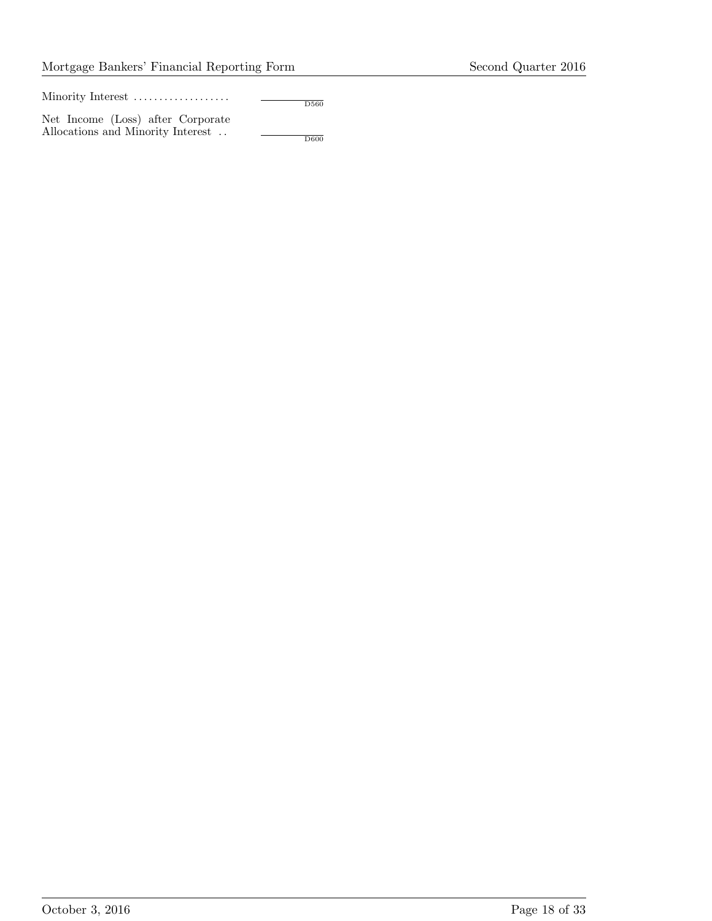| | |
|---|---|
| Minority Interest .................. | ______ D560 |
| Net Income (Loss) after Corporate Allocations and Minority Interest .. | ______ D600 |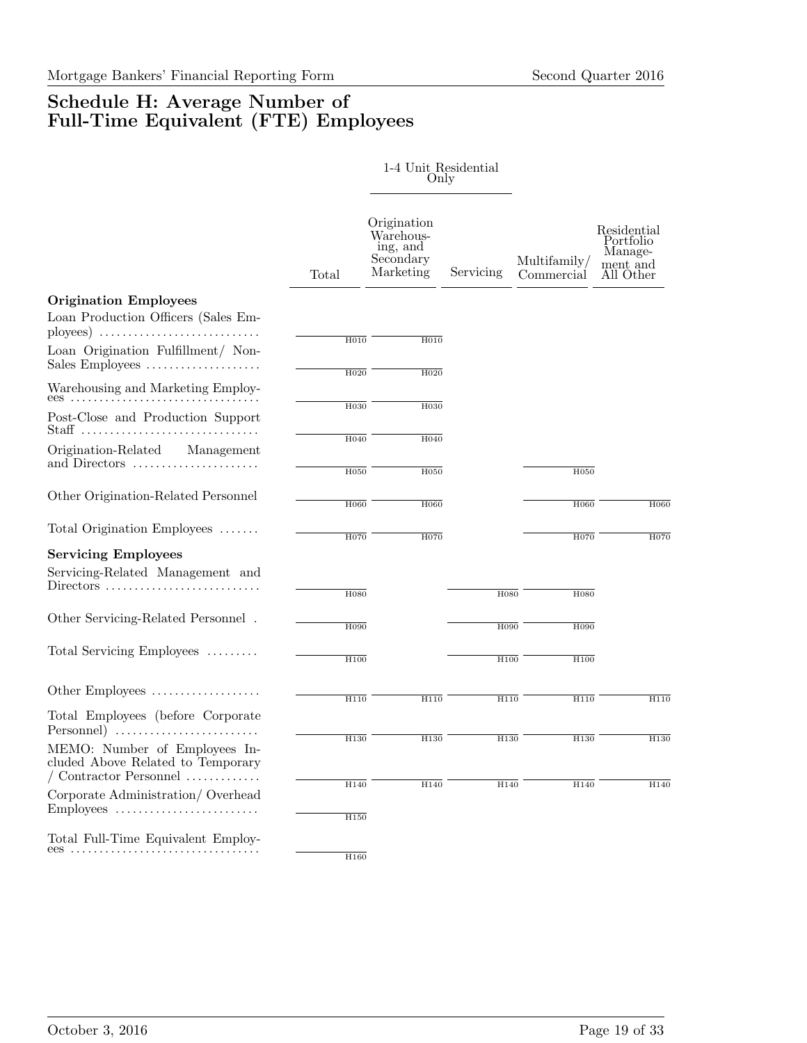# Schedule H: Average Number of Full-Time Equivalent (FTE) Employees

| | Total | 1-4 Unit Residential Only: Origination Warehousing, and Secondary Marketing | 1-4 Unit Residential Only: Servicing | Multifamily/ Commercial | Residential Portfolio Management and All Other |
|---|---|---|---|---|---|
| **Origination Employees** | | | | | |
| Loan Production Officers (Sales Employees) | H010 | H010 | | | |
| Loan Origination Fulfillment/ Non-Sales Employees | H020 | H020 | | | |
| Warehousing and Marketing Employees | H030 | H030 | | | |
| Post-Close and Production Support Staff | H040 | H040 | | | |
| Origination-Related Management and Directors | H050 | H050 | | H050 | |
| Other Origination-Related Personnel | H060 | H060 | | H060 | H060 |
| Total Origination Employees | H070 | H070 | | H070 | H070 |
| **Servicing Employees** | | | | | |
| Servicing-Related Management and Directors | H080 | | H080 | H080 | |
| Other Servicing-Related Personnel | H090 | | H090 | H090 | |
| Total Servicing Employees | H100 | | H100 | H100 | |
| Other Employees | H110 | H110 | H110 | H110 | H110 |
| Total Employees (before Corporate Personnel) | H130 | H130 | H130 | H130 | H130 |
| MEMO: Number of Employees Included Above Related to Temporary / Contractor Personnel | H140 | H140 | H140 | H140 | H140 |
| Corporate Administration/ Overhead Employees | H150 | | | | |
| Total Full-Time Equivalent Employees | H160 | | | | |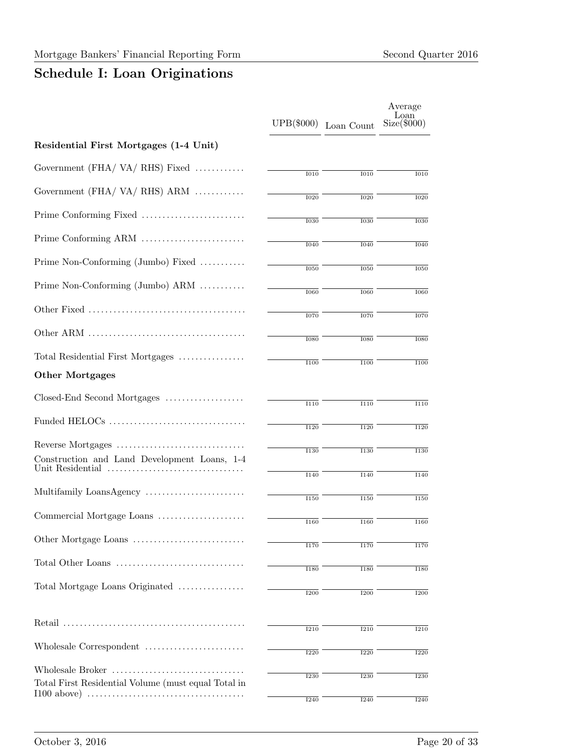## Schedule I: Loan Originations

| | UPB($000) | Loan Count | Average Loan Size($000) |
|---|---|---|---|
| **Residential First Mortgages (1-4 Unit)** | | | |
| Government (FHA/ VA/ RHS) Fixed | I010 | I010 | I010 |
| Government (FHA/ VA/ RHS) ARM | I020 | I020 | I020 |
| Prime Conforming Fixed | I030 | I030 | I030 |
| Prime Conforming ARM | I040 | I040 | I040 |
| Prime Non-Conforming (Jumbo) Fixed | I050 | I050 | I050 |
| Prime Non-Conforming (Jumbo) ARM | I060 | I060 | I060 |
| Other Fixed | I070 | I070 | I070 |
| Other ARM | I080 | I080 | I080 |
| Total Residential First Mortgages | I100 | I100 | I100 |
| **Other Mortgages** | | | |
| Closed-End Second Mortgages | I110 | I110 | I110 |
| Funded HELOCs | I120 | I120 | I120 |
| Reverse Mortgages | I130 | I130 | I130 |
| Construction and Land Development Loans, 1-4 Unit Residential | I140 | I140 | I140 |
| Multifamily LoansAgency | I150 | I150 | I150 |
| Commercial Mortgage Loans | I160 | I160 | I160 |
| Other Mortgage Loans | I170 | I170 | I170 |
| Total Other Loans | I180 | I180 | I180 |
| Total Mortgage Loans Originated | I200 | I200 | I200 |
| Retail | I210 | I210 | I210 |
| Wholesale Correspondent | I220 | I220 | I220 |
| Wholesale Broker | I230 | I230 | I230 |
| Total First Residential Volume (must equal Total in I100 above) | I240 | I240 | I240 |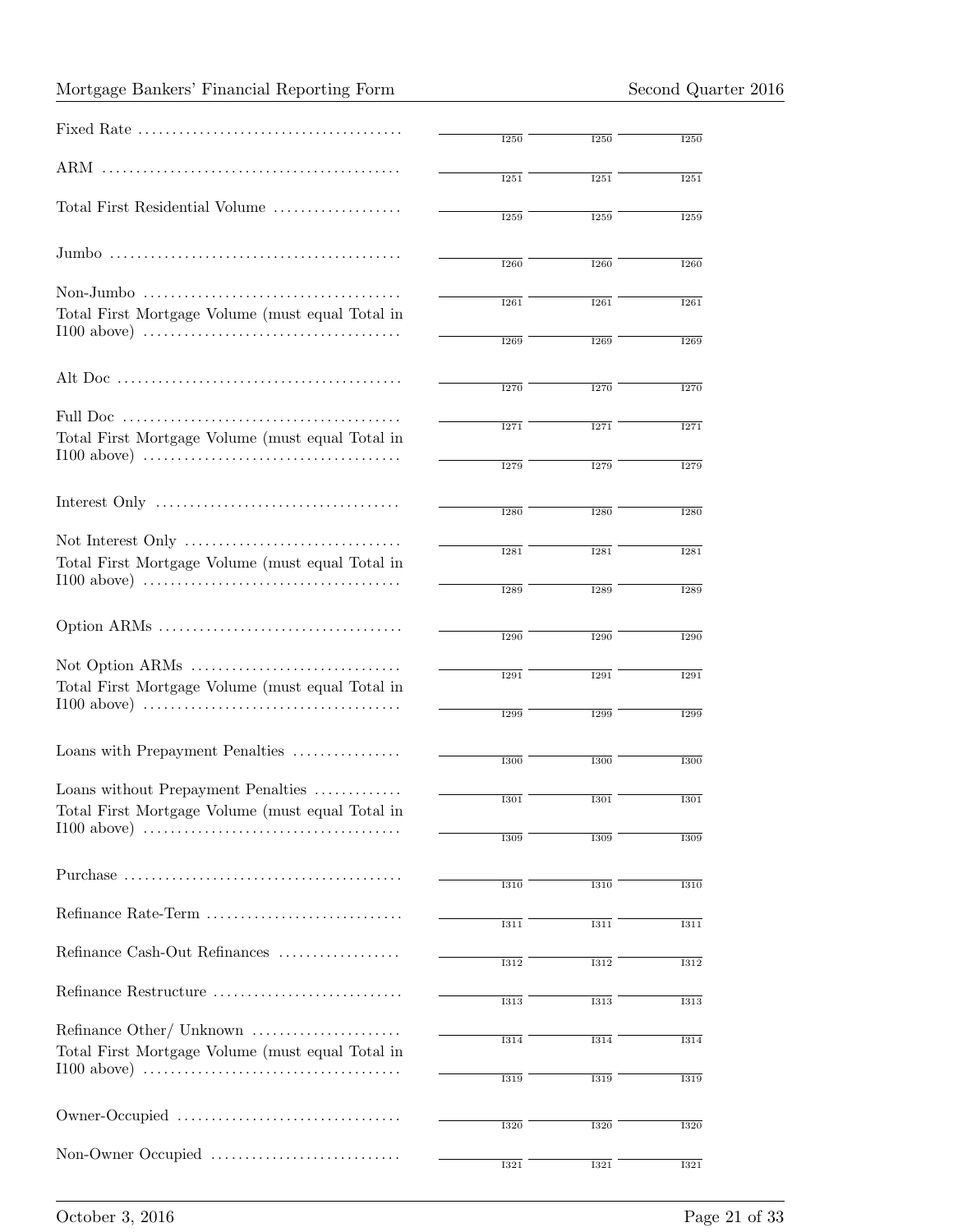| | | | |
|---|---|---|---|
| Fixed Rate | I250 | I250 | I250 |
| ARM | I251 | I251 | I251 |
| Total First Residential Volume | I259 | I259 | I259 |
| Jumbo | I260 | I260 | I260 |
| Non-Jumbo | I261 | I261 | I261 |
| Total First Mortgage Volume (must equal Total in I100 above) | I269 | I269 | I269 |
| Alt Doc | I270 | I270 | I270 |
| Full Doc | I271 | I271 | I271 |
| Total First Mortgage Volume (must equal Total in I100 above) | I279 | I279 | I279 |
| Interest Only | I280 | I280 | I280 |
| Not Interest Only | I281 | I281 | I281 |
| Total First Mortgage Volume (must equal Total in I100 above) | I289 | I289 | I289 |
| Option ARMs | I290 | I290 | I290 |
| Not Option ARMs | I291 | I291 | I291 |
| Total First Mortgage Volume (must equal Total in I100 above) | I299 | I299 | I299 |
| Loans with Prepayment Penalties | I300 | I300 | I300 |
| Loans without Prepayment Penalties | I301 | I301 | I301 |
| Total First Mortgage Volume (must equal Total in I100 above) | I309 | I309 | I309 |
| Purchase | I310 | I310 | I310 |
| Refinance Rate-Term | I311 | I311 | I311 |
| Refinance Cash-Out Refinances | I312 | I312 | I312 |
| Refinance Restructure | I313 | I313 | I313 |
| Refinance Other/ Unknown | I314 | I314 | I314 |
| Total First Mortgage Volume (must equal Total in I100 above) | I319 | I319 | I319 |
| Owner-Occupied | I320 | I320 | I320 |
| Non-Owner Occupied | I321 | I321 | I321 |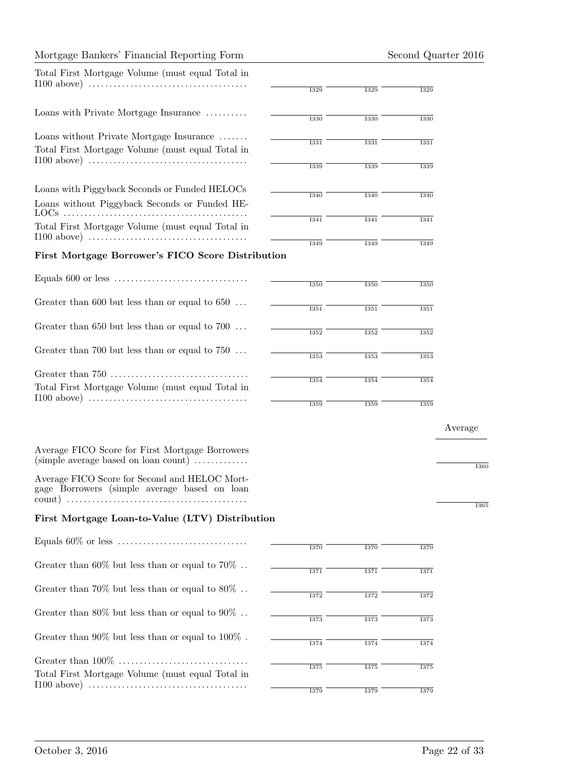| | | | | |
|---|---|---|---|---|
| Total First Mortgage Volume (must equal Total in I100 above) | I329 | I329 | I329 | |
| Loans with Private Mortgage Insurance | I330 | I330 | I330 | |
| Loans without Private Mortgage Insurance | I331 | I331 | I331 | |
| Total First Mortgage Volume (must equal Total in I100 above) | I339 | I339 | I339 | |
| Loans with Piggyback Seconds or Funded HELOCs | I340 | I340 | I340 | |
| Loans without Piggyback Seconds or Funded HELOCs | I341 | I341 | I341 | |
| Total First Mortgage Volume (must equal Total in I100 above) | I349 | I349 | I349 | |

**First Mortgage Borrower's FICO Score Distribution**

| | | | | |
|---|---|---|---|---|
| Equals 600 or less | I350 | I350 | I350 | |
| Greater than 600 but less than or equal to 650 | I351 | I351 | I351 | |
| Greater than 650 but less than or equal to 700 | I352 | I352 | I352 | |
| Greater than 700 but less than or equal to 750 | I353 | I353 | I353 | |
| Greater than 750 | I354 | I354 | I354 | |
| Total First Mortgage Volume (must equal Total in I100 above) | I359 | I359 | I359 | |

| | Average |
|---|---|
| Average FICO Score for First Mortgage Borrowers (simple average based on loan count) | I360 |
| Average FICO Score for Second and HELOC Mortgage Borrowers (simple average based on loan count) | I365 |

**First Mortgage Loan-to-Value (LTV) Distribution**

| | | | |
|---|---|---|---|
| Equals 60% or less | I370 | I370 | I370 |
| Greater than 60% but less than or equal to 70% | I371 | I371 | I371 |
| Greater than 70% but less than or equal to 80% | I372 | I372 | I372 |
| Greater than 80% but less than or equal to 90% | I373 | I373 | I373 |
| Greater than 90% but less than or equal to 100% | I374 | I374 | I374 |
| Greater than 100% | I375 | I375 | I375 |
| Total First Mortgage Volume (must equal Total in I100 above) | I379 | I379 | I379 |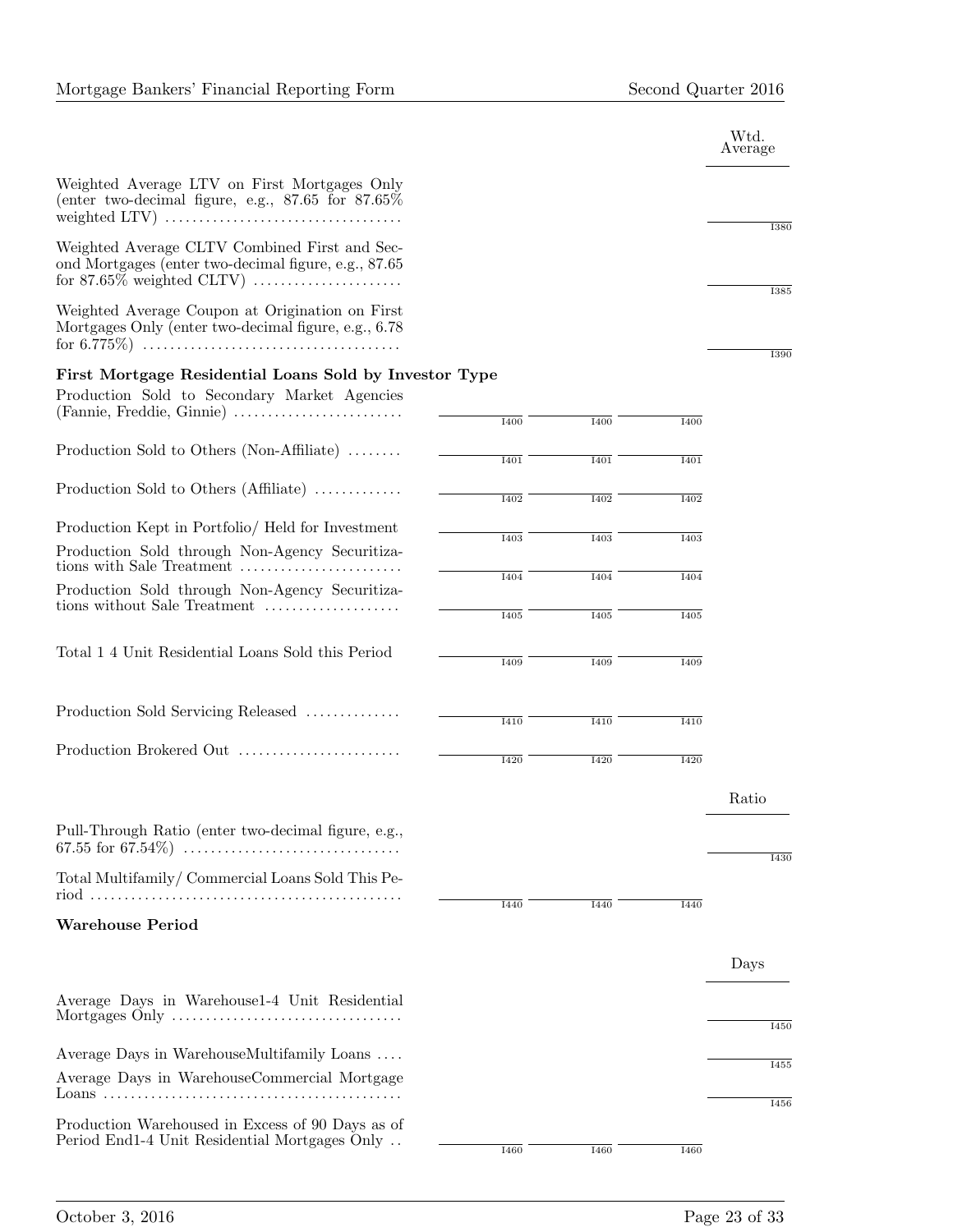| | | | | Wtd. Average |
|---|---|---|---|---|
| Weighted Average LTV on First Mortgages Only (enter two-decimal figure, e.g., 87.65 for 87.65% weighted LTV) .................................. | | | | I380 |
| Weighted Average CLTV Combined First and Second Mortgages (enter two-decimal figure, e.g., 87.65 for 87.65% weighted CLTV) ..................... | | | | I385 |
| Weighted Average Coupon at Origination on First Mortgages Only (enter two-decimal figure, e.g., 6.78 for 6.775%) ..................................... | | | | I390 |

**First Mortgage Residential Loans Sold by Investor Type**

| | | | |
|---|---|---|---|
| Production Sold to Secondary Market Agencies (Fannie, Freddie, Ginnie) ......................... | I400 | I400 | I400 |
| Production Sold to Others (Non-Affiliate) ........ | I401 | I401 | I401 |
| Production Sold to Others (Affiliate) ............. | I402 | I402 | I402 |
| Production Kept in Portfolio/ Held for Investment | I403 | I403 | I403 |
| Production Sold through Non-Agency Securitizations with Sale Treatment ........................ | I404 | I404 | I404 |
| Production Sold through Non-Agency Securitizations without Sale Treatment .................... | I405 | I405 | I405 |
| Total 1 4 Unit Residential Loans Sold this Period | I409 | I409 | I409 |
| Production Sold Servicing Released .............. | I410 | I410 | I410 |
| Production Brokered Out ........................ | I420 | I420 | I420 |

| | | | | Ratio |
|---|---|---|---|---|
| Pull-Through Ratio (enter two-decimal figure, e.g., 67.55 for 67.54%) ................................ | | | | I430 |
| Total Multifamily/ Commercial Loans Sold This Period ............................................. | I440 | I440 | I440 | |

**Warehouse Period**

| | | | | Days |
|---|---|---|---|---|
| Average Days in Warehouse1-4 Unit Residential Mortgages Only ................................. | | | | I450 |
| Average Days in WarehouseMultifamily Loans .... | | | | I455 |
| Average Days in WarehouseCommercial Mortgage Loans ........................................... | | | | I456 |
| Production Warehoused in Excess of 90 Days as of Period End1-4 Unit Residential Mortgages Only .. | I460 | I460 | I460 | |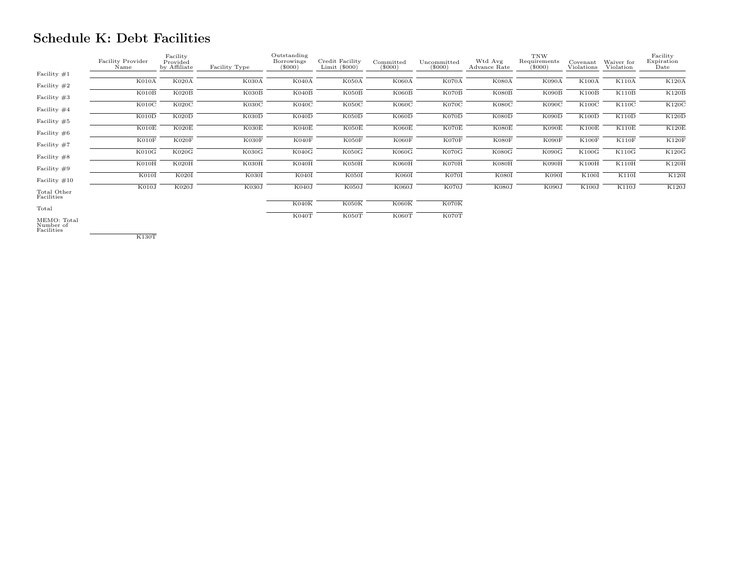# Schedule K: Debt Facilities

| | Facility Provider Name | Facility Provided by Affiliate | Facility Type | Outstanding Borrowings ($000) | Credit Facility Limit ($000) | Committed ($000) | Uncommitted ($000) | Wtd Avg Advance Rate | TNW Requirements ($000) | Covenant Violations | Waiver for Violation | Facility Expiration Date |
|---|---|---|---|---|---|---|---|---|---|---|---|---|
| Facility #1 | K010A | K020A | K030A | K040A | K050A | K060A | K070A | K080A | K090A | K100A | K110A | K120A |
| Facility #2 | K010B | K020B | K030B | K040B | K050B | K060B | K070B | K080B | K090B | K100B | K110B | K120B |
| Facility #3 | K010C | K020C | K030C | K040C | K050C | K060C | K070C | K080C | K090C | K100C | K110C | K120C |
| Facility #4 | K010D | K020D | K030D | K040D | K050D | K060D | K070D | K080D | K090D | K100D | K110D | K120D |
| Facility #5 | K010E | K020E | K030E | K040E | K050E | K060E | K070E | K080E | K090E | K100E | K110E | K120E |
| Facility #6 | K010F | K020F | K030F | K040F | K050F | K060F | K070F | K080F | K090F | K100F | K110F | K120F |
| Facility #7 | K010G | K020G | K030G | K040G | K050G | K060G | K070G | K080G | K090G | K100G | K110G | K120G |
| Facility #8 | K010H | K020H | K030H | K040H | K050H | K060H | K070H | K080H | K090H | K100H | K110H | K120H |
| Facility #9 | K010I | K020I | K030I | K040I | K050I | K060I | K070I | K080I | K090I | K100I | K110I | K120I |
| Facility #10 | K010J | K020J | K030J | K040J | K050J | K060J | K070J | K080J | K090J | K100J | K110J | K120J |
| Total Other Facilities | | | | K040K | K050K | K060K | K070K | | | | | |
| Total | | | | K040T | K050T | K060T | K070T | | | | | |
| MEMO: Total Number of Facilities | K130T | | | | | | | | | | | |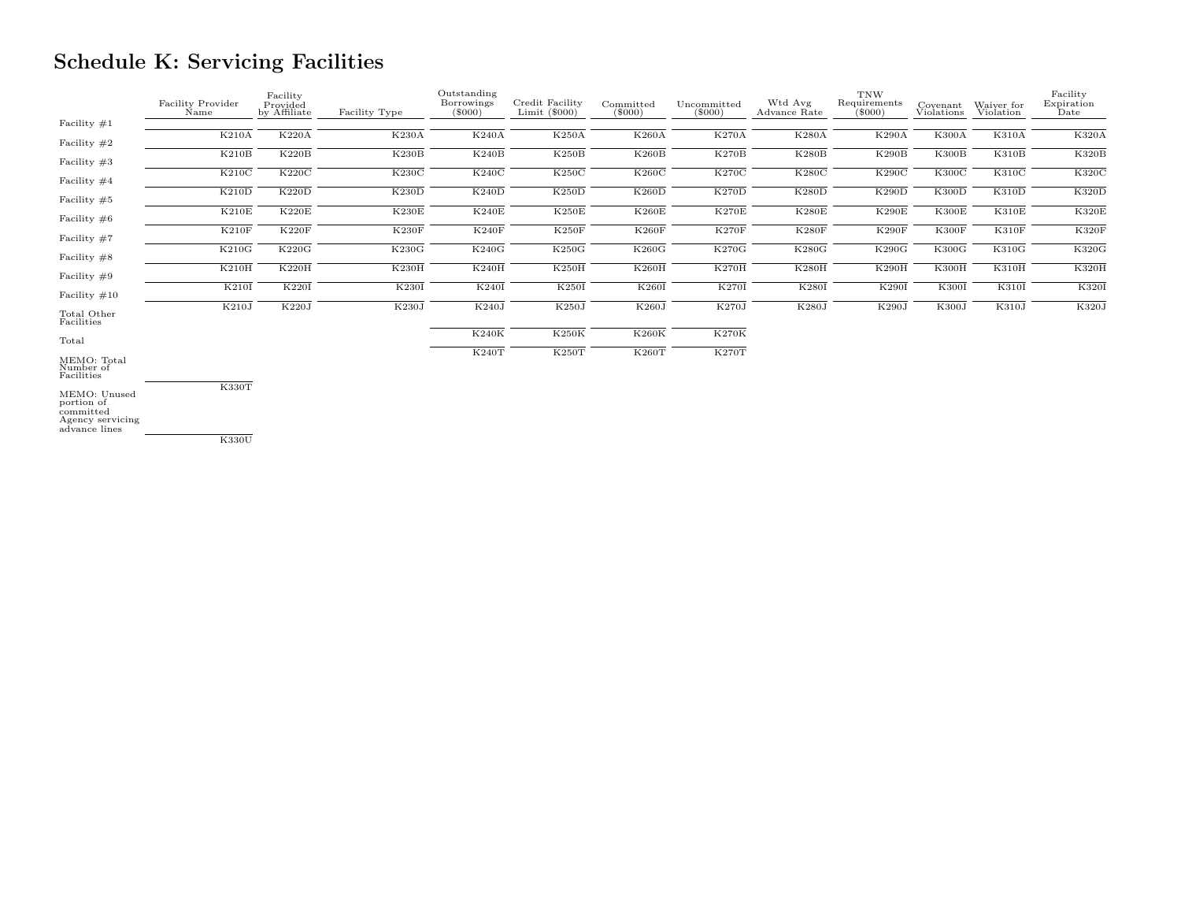# Schedule K: Servicing Facilities

| | Facility Provider Name | Facility Provided by Affiliate | Facility Type | Outstanding Borrowings ($000) | Credit Facility Limit ($000) | Committed ($000) | Uncommitted ($000) | Wtd Avg Advance Rate | TNW Requirements ($000) | Covenant Violations | Waiver for Violation | Facility Expiration Date |
|---|---|---|---|---|---|---|---|---|---|---|---|---|
| Facility #1 | K210A | K220A | K230A | K240A | K250A | K260A | K270A | K280A | K290A | K300A | K310A | K320A |
| Facility #2 | K210B | K220B | K230B | K240B | K250B | K260B | K270B | K280B | K290B | K300B | K310B | K320B |
| Facility #3 | K210C | K220C | K230C | K240C | K250C | K260C | K270C | K280C | K290C | K300C | K310C | K320C |
| Facility #4 | K210D | K220D | K230D | K240D | K250D | K260D | K270D | K280D | K290D | K300D | K310D | K320D |
| Facility #5 | K210E | K220E | K230E | K240E | K250E | K260E | K270E | K280E | K290E | K300E | K310E | K320E |
| Facility #6 | K210F | K220F | K230F | K240F | K250F | K260F | K270F | K280F | K290F | K300F | K310F | K320F |
| Facility #7 | K210G | K220G | K230G | K240G | K250G | K260G | K270G | K280G | K290G | K300G | K310G | K320G |
| Facility #8 | K210H | K220H | K230H | K240H | K250H | K260H | K270H | K280H | K290H | K300H | K310H | K320H |
| Facility #9 | K210I | K220I | K230I | K240I | K250I | K260I | K270I | K280I | K290I | K300I | K310I | K320I |
| Facility #10 | K210J | K220J | K230J | K240J | K250J | K260J | K270J | K280J | K290J | K300J | K310J | K320J |
| Total Other Facilities | | | | K240K | K250K | K260K | K270K | | | | | |
| Total | | | | K240T | K250T | K260T | K270T | | | | | |
| MEMO: Total Number of Facilities | K330T | | | | | | | | | | | |
| MEMO: Unused portion of committed Agency servicing advance lines | K330U | | | | | | | | | | | |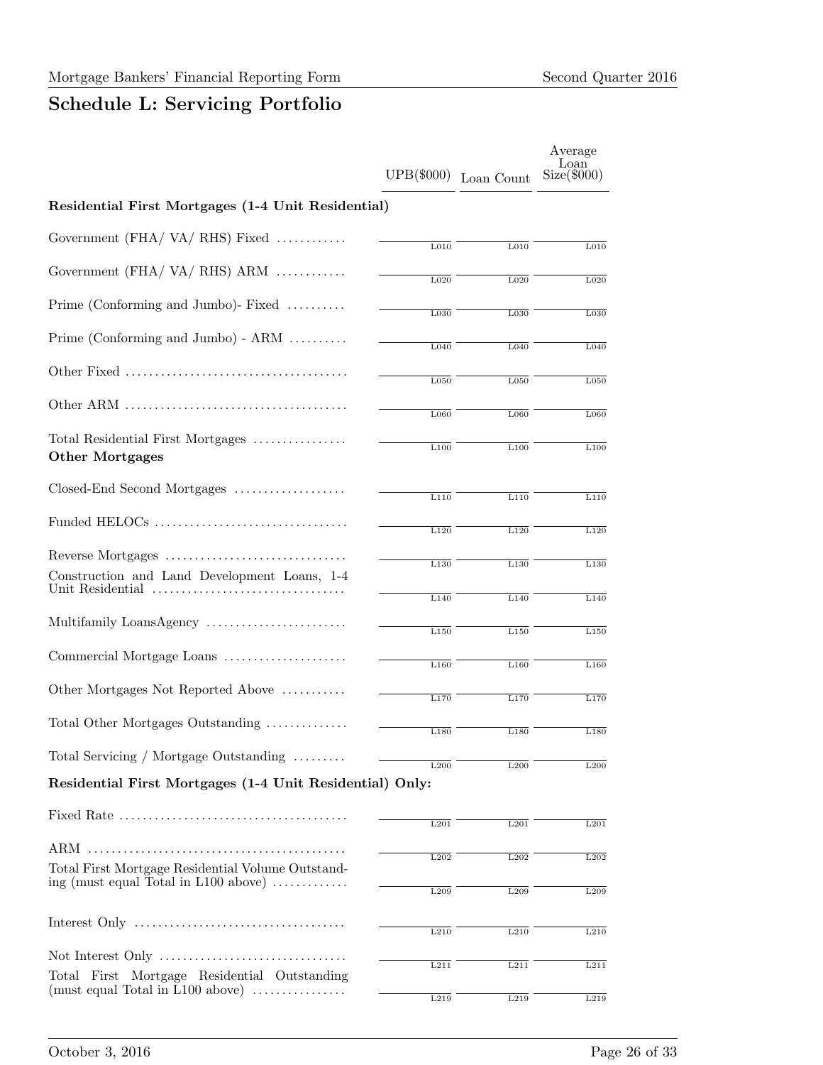## Schedule L: Servicing Portfolio

| | UPB($000) | Loan Count | Average Loan Size($000) |
|---|---|---|---|
| **Residential First Mortgages (1-4 Unit Residential)** | | | |
| Government (FHA/ VA/ RHS) Fixed | L010 | L010 | L010 |
| Government (FHA/ VA/ RHS) ARM | L020 | L020 | L020 |
| Prime (Conforming and Jumbo)- Fixed | L030 | L030 | L030 |
| Prime (Conforming and Jumbo) - ARM | L040 | L040 | L040 |
| Other Fixed | L050 | L050 | L050 |
| Other ARM | L060 | L060 | L060 |
| Total Residential First Mortgages | L100 | L100 | L100 |
| **Other Mortgages** | | | |
| Closed-End Second Mortgages | L110 | L110 | L110 |
| Funded HELOCs | L120 | L120 | L120 |
| Reverse Mortgages | L130 | L130 | L130 |
| Construction and Land Development Loans, 1-4 Unit Residential | L140 | L140 | L140 |
| Multifamily LoansAgency | L150 | L150 | L150 |
| Commercial Mortgage Loans | L160 | L160 | L160 |
| Other Mortgages Not Reported Above | L170 | L170 | L170 |
| Total Other Mortgages Outstanding | L180 | L180 | L180 |
| Total Servicing / Mortgage Outstanding | L200 | L200 | L200 |
| **Residential First Mortgages (1-4 Unit Residential) Only:** | | | |
| Fixed Rate | L201 | L201 | L201 |
| ARM | L202 | L202 | L202 |
| Total First Mortgage Residential Volume Outstanding (must equal Total in L100 above) | L209 | L209 | L209 |
| Interest Only | L210 | L210 | L210 |
| Not Interest Only | L211 | L211 | L211 |
| Total First Mortgage Residential Outstanding (must equal Total in L100 above) | L219 | L219 | L219 |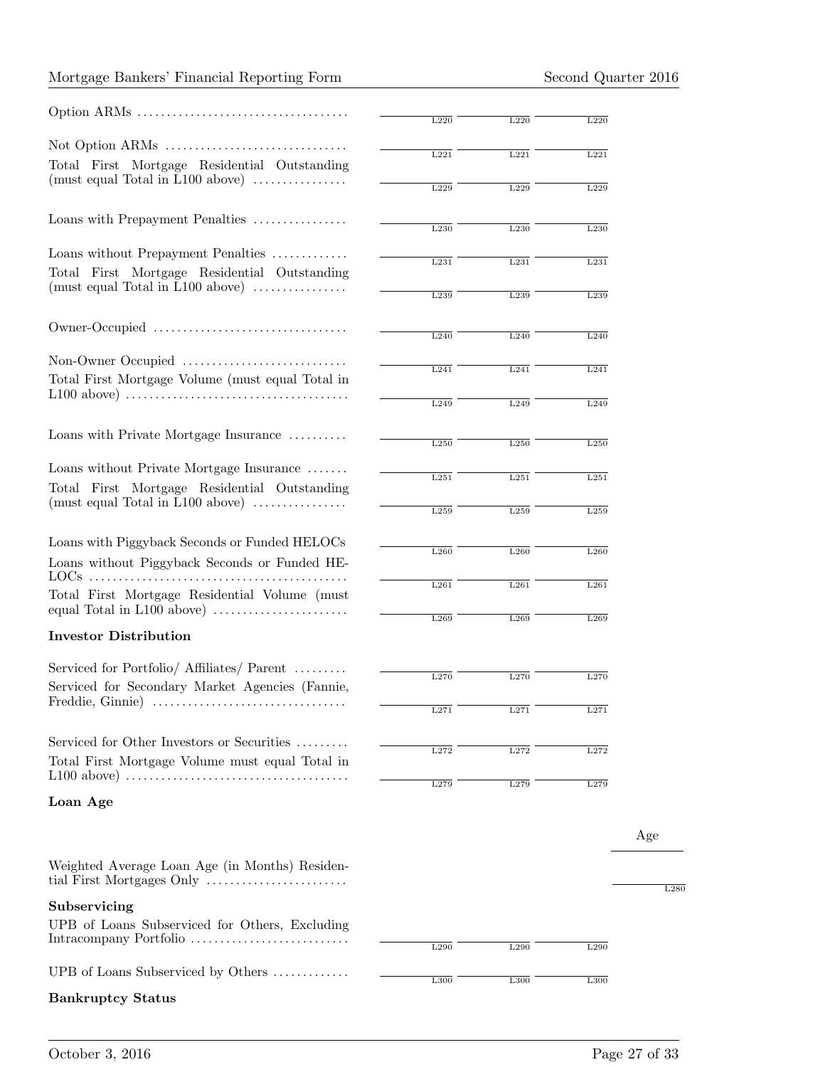| | | | | |
|---|---|---|---|---|
| Option ARMs | L220 | L220 | L220 | |
| Not Option ARMs | L221 | L221 | L221 | |
| Total First Mortgage Residential Outstanding (must equal Total in L100 above) | L229 | L229 | L229 | |
| Loans with Prepayment Penalties | L230 | L230 | L230 | |
| Loans without Prepayment Penalties | L231 | L231 | L231 | |
| Total First Mortgage Residential Outstanding (must equal Total in L100 above) | L239 | L239 | L239 | |
| Owner-Occupied | L240 | L240 | L240 | |
| Non-Owner Occupied | L241 | L241 | L241 | |
| Total First Mortgage Volume (must equal Total in L100 above) | L249 | L249 | L249 | |
| Loans with Private Mortgage Insurance | L250 | L250 | L250 | |
| Loans without Private Mortgage Insurance | L251 | L251 | L251 | |
| Total First Mortgage Residential Outstanding (must equal Total in L100 above) | L259 | L259 | L259 | |
| Loans with Piggyback Seconds or Funded HELOCs | L260 | L260 | L260 | |
| Loans without Piggyback Seconds or Funded HELOCs | L261 | L261 | L261 | |
| Total First Mortgage Residential Volume (must equal Total in L100 above) | L269 | L269 | L269 | |
| **Investor Distribution** | | | | |
| Serviced for Portfolio/ Affiliates/ Parent | L270 | L270 | L270 | |
| Serviced for Secondary Market Agencies (Fannie, Freddie, Ginnie) | L271 | L271 | L271 | |
| Serviced for Other Investors or Securities | L272 | L272 | L272 | |
| Total First Mortgage Volume must equal Total in L100 above) | L279 | L279 | L279 | |
| **Loan Age** | | | | |
| | | | | Age |
| Weighted Average Loan Age (in Months) Residential First Mortgages Only | | | | L280 |
| **Subservicing** | | | | |
| UPB of Loans Subserviced for Others, Excluding Intracompany Portfolio | L290 | L290 | L290 | |
| UPB of Loans Subserviced by Others | L300 | L300 | L300 | |

**Bankruptcy Status**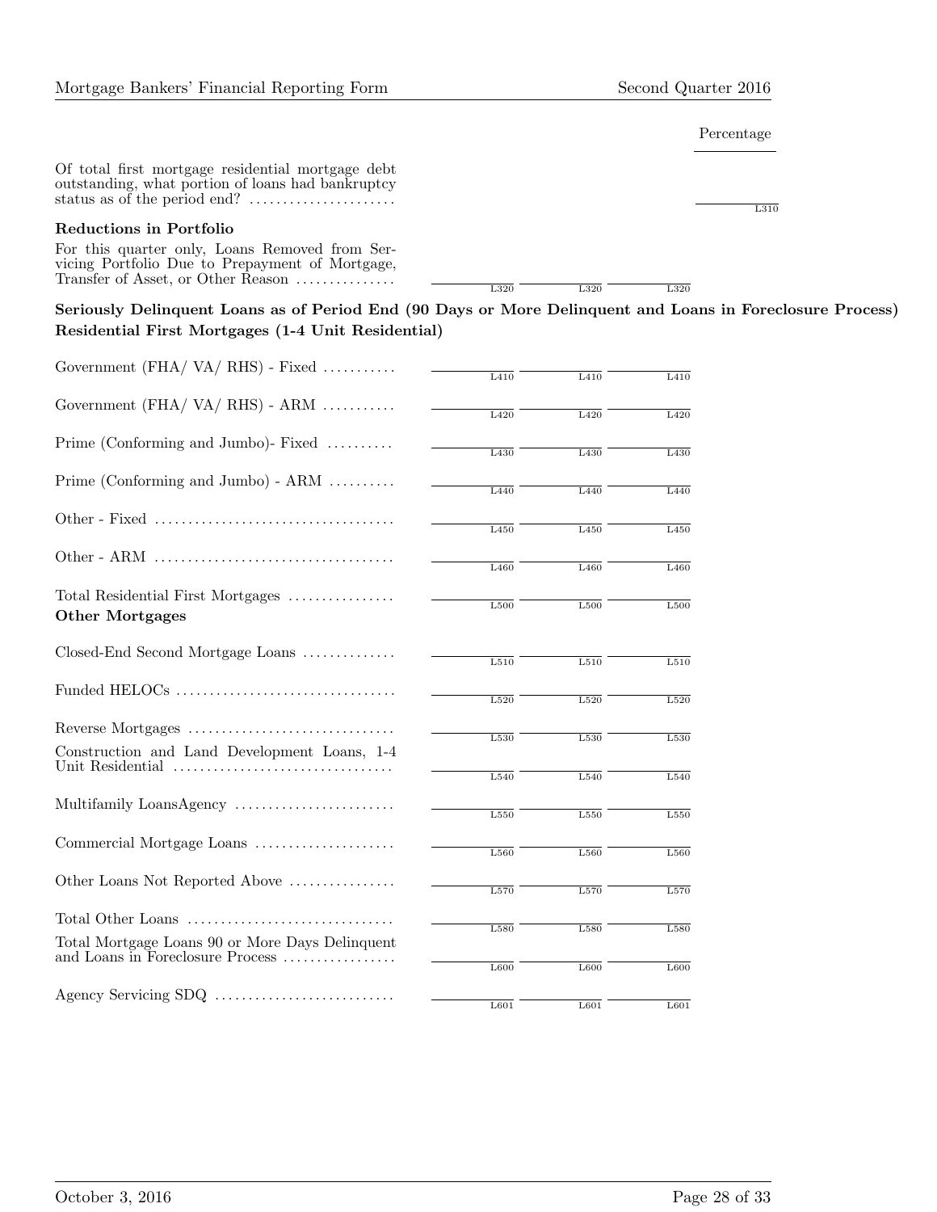| | | | | Percentage |
|---|---|---|---|---|
| Of total first mortgage residential mortgage debt outstanding, what portion of loans had bankruptcy status as of the period end? | | | | L310 |

**Reductions in Portfolio**

| | | | |
|---|---|---|---|
| For this quarter only, Loans Removed from Servicing Portfolio Due to Prepayment of Mortgage, Transfer of Asset, or Other Reason | L320 | L320 | L320 |

**Seriously Delinquent Loans as of Period End (90 Days or More Delinquent and Loans in Foreclosure Process)**

**Residential First Mortgages (1-4 Unit Residential)**

| | | | |
|---|---|---|---|
| Government (FHA/ VA/ RHS) - Fixed | L410 | L410 | L410 |
| Government (FHA/ VA/ RHS) - ARM | L420 | L420 | L420 |
| Prime (Conforming and Jumbo)- Fixed | L430 | L430 | L430 |
| Prime (Conforming and Jumbo) - ARM | L440 | L440 | L440 |
| Other - Fixed | L450 | L450 | L450 |
| Other - ARM | L460 | L460 | L460 |
| Total Residential First Mortgages | L500 | L500 | L500 |

**Other Mortgages**

| | | | |
|---|---|---|---|
| Closed-End Second Mortgage Loans | L510 | L510 | L510 |
| Funded HELOCs | L520 | L520 | L520 |
| Reverse Mortgages | L530 | L530 | L530 |
| Construction and Land Development Loans, 1-4 Unit Residential | L540 | L540 | L540 |
| Multifamily LoansAgency | L550 | L550 | L550 |
| Commercial Mortgage Loans | L560 | L560 | L560 |
| Other Loans Not Reported Above | L570 | L570 | L570 |
| Total Other Loans | L580 | L580 | L580 |
| Total Mortgage Loans 90 or More Days Delinquent and Loans in Foreclosure Process | L600 | L600 | L600 |
| Agency Servicing SDQ | L601 | L601 | L601 |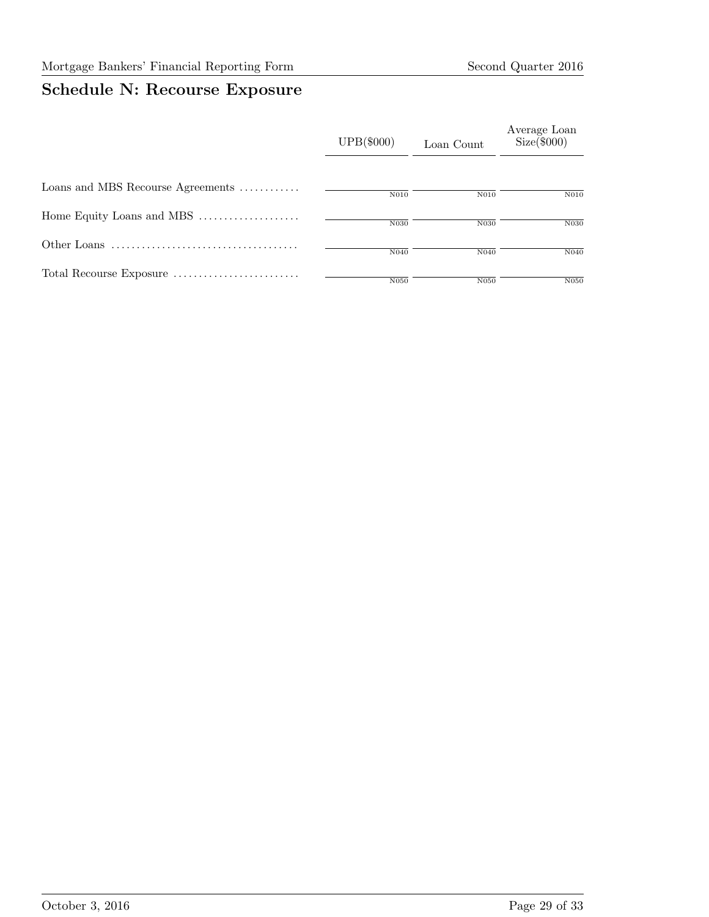## Schedule N: Recourse Exposure

| | UPB($000) | Loan Count | Average Loan Size($000) |
|---|---|---|---|
| Loans and MBS Recourse Agreements | N010 | N010 | N010 |
| Home Equity Loans and MBS | N030 | N030 | N030 |
| Other Loans | N040 | N040 | N040 |
| Total Recourse Exposure | N050 | N050 | N050 |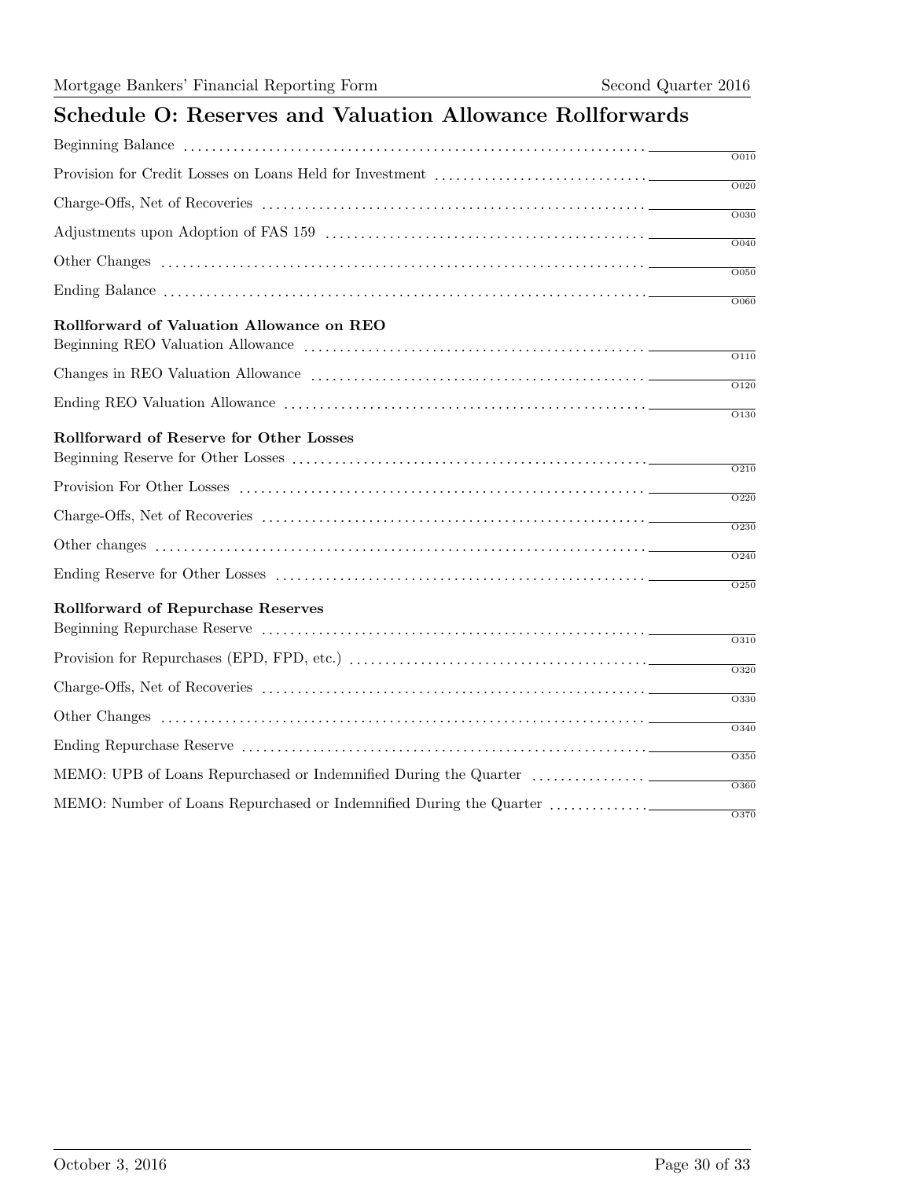## Schedule O: Reserves and Valuation Allowance Rollforwards

| Item | Code |
| --- | --- |
| Beginning Balance | O010 |
| Provision for Credit Losses on Loans Held for Investment | O020 |
| Charge-Offs, Net of Recoveries | O030 |
| Adjustments upon Adoption of FAS 159 | O040 |
| Other Changes | O050 |
| Ending Balance | O060 |

**Rollforward of Valuation Allowance on REO**

| Item | Code |
| --- | --- |
| Beginning REO Valuation Allowance | O110 |
| Changes in REO Valuation Allowance | O120 |
| Ending REO Valuation Allowance | O130 |

**Rollforward of Reserve for Other Losses**

| Item | Code |
| --- | --- |
| Beginning Reserve for Other Losses | O210 |
| Provision For Other Losses | O220 |
| Charge-Offs, Net of Recoveries | O230 |
| Other changes | O240 |
| Ending Reserve for Other Losses | O250 |

**Rollforward of Repurchase Reserves**

| Item | Code |
| --- | --- |
| Beginning Repurchase Reserve | O310 |
| Provision for Repurchases (EPD, FPD, etc.) | O320 |
| Charge-Offs, Net of Recoveries | O330 |
| Other Changes | O340 |
| Ending Repurchase Reserve | O350 |
| MEMO: UPB of Loans Repurchased or Indemnified During the Quarter | O360 |
| MEMO: Number of Loans Repurchased or Indemnified During the Quarter | O370 |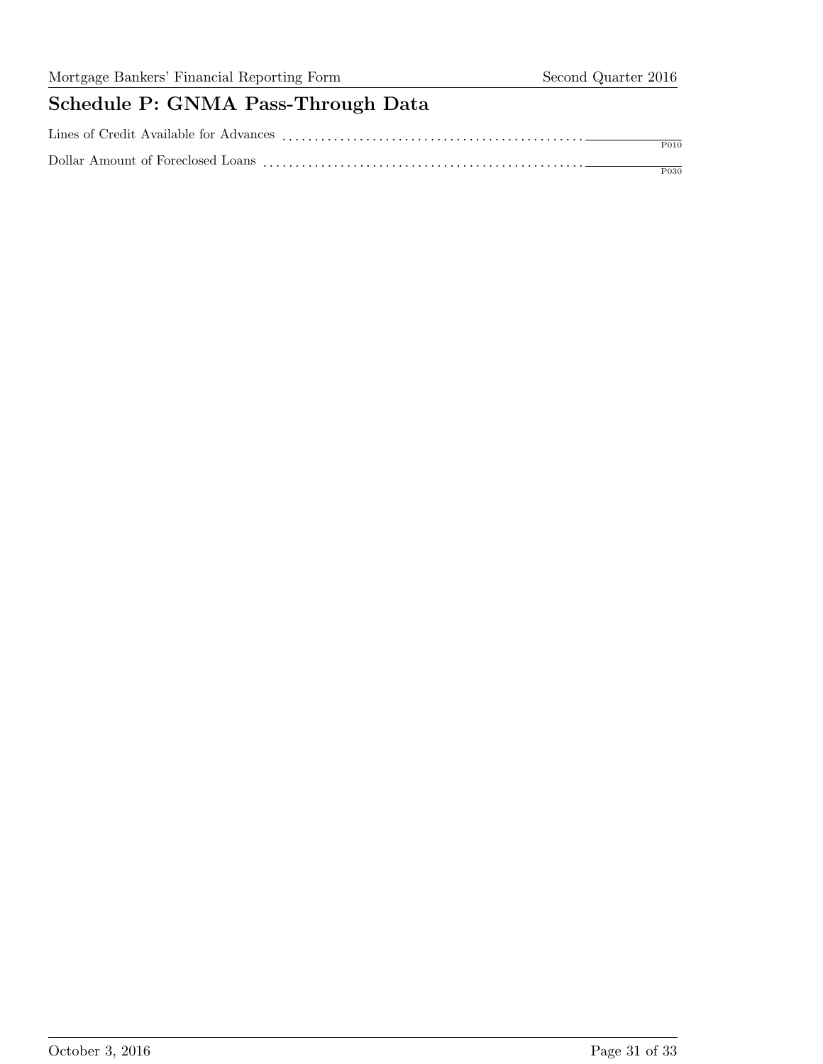# Schedule P: GNMA Pass-Through Data

Lines of Credit Available for Advances .............................................. ________ P010

Dollar Amount of Foreclosed Loans .............................................. ________ P030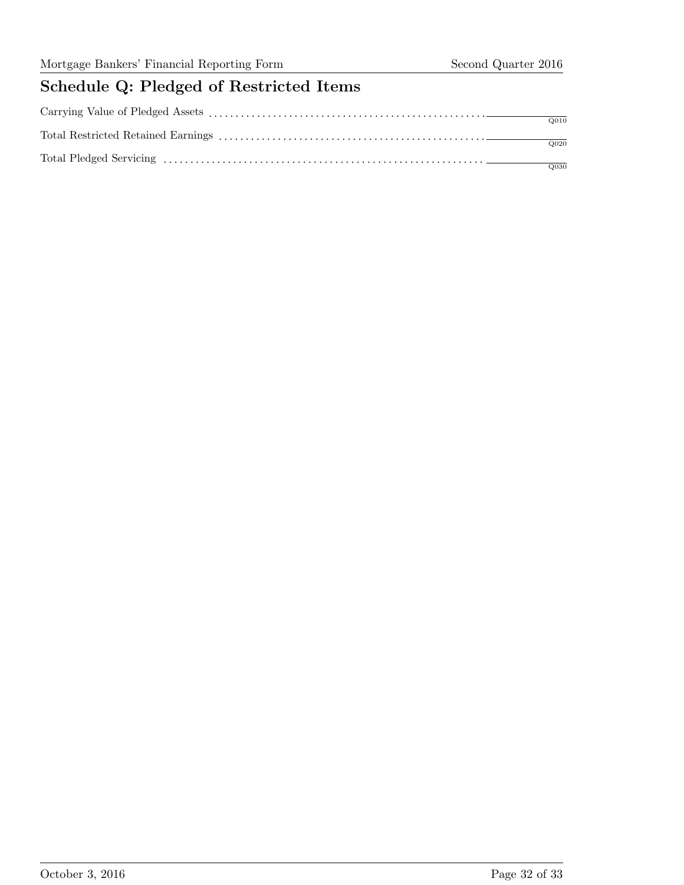## Schedule Q: Pledged of Restricted Items

| Item | Value |
|---|---|
| Carrying Value of Pledged Assets | Q010 |
| Total Restricted Retained Earnings | Q020 |
| Total Pledged Servicing | Q030 |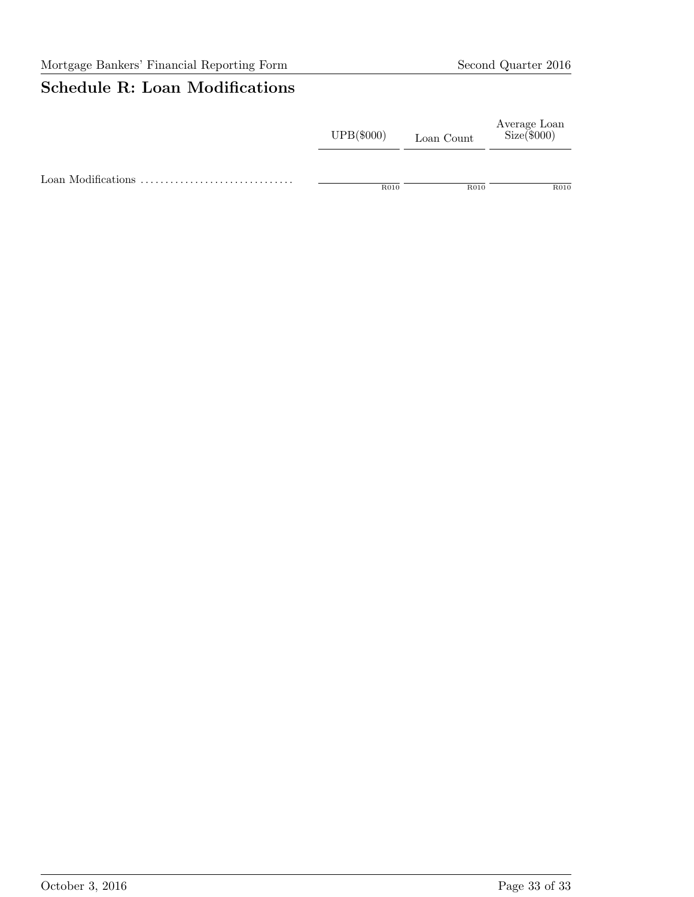## Schedule R: Loan Modifications

| | UPB($000) | Loan Count | Average Loan Size($000) |
|---|---|---|---|
| Loan Modifications | R010 | R010 | R010 |